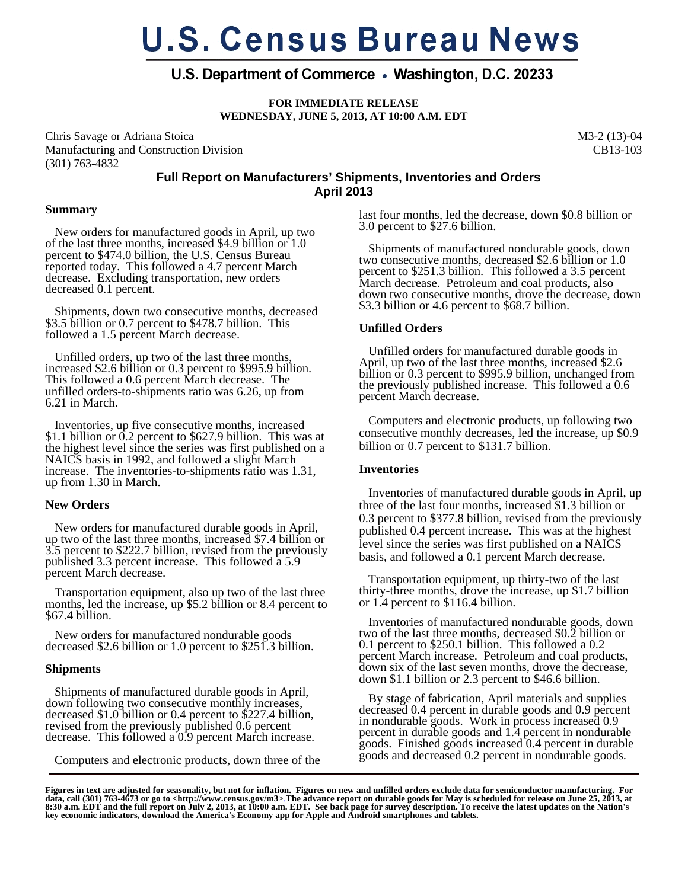# U.S. Census Bureau News

## U.S. Department of Commerce • Washington, D.C. 20233

**FOR IMMEDIATE RELEASE**
**WEDNESDAY, JUNE 5, 2013, AT 10:00 A.M. EDT**

Chris Savage or Adriana Stoica
Manufacturing and Construction Division
(301) 763-4832

M3-2 (13)-04
CB13-103

## Full Report on Manufacturers' Shipments, Inventories and Orders April 2013

### Summary

New orders for manufactured goods in April, up two of the last three months, increased $4.9 billion or 1.0 percent to $474.0 billion, the U.S. Census Bureau reported today. This followed a 4.7 percent March decrease. Excluding transportation, new orders decreased 0.1 percent.

Shipments, down two consecutive months, decreased $3.5 billion or 0.7 percent to $478.7 billion. This followed a 1.5 percent March decrease.

Unfilled orders, up two of the last three months, increased $2.6 billion or 0.3 percent to $995.9 billion. This followed a 0.6 percent March decrease. The unfilled orders-to-shipments ratio was 6.26, up from 6.21 in March.

Inventories, up five consecutive months, increased $1.1 billion or 0.2 percent to $627.9 billion. This was at the highest level since the series was first published on a NAICS basis in 1992, and followed a slight March increase. The inventories-to-shipments ratio was 1.31, up from 1.30 in March.

### New Orders

New orders for manufactured durable goods in April, up two of the last three months, increased $7.4 billion or 3.5 percent to $222.7 billion, revised from the previously published 3.3 percent increase. This followed a 5.9 percent March decrease.

Transportation equipment, also up two of the last three months, led the increase, up $5.2 billion or 8.4 percent to $67.4 billion.

New orders for manufactured nondurable goods decreased $2.6 billion or 1.0 percent to $251.3 billion.

### Shipments

Shipments of manufactured durable goods in April, down following two consecutive monthly increases, decreased $1.0 billion or 0.4 percent to $227.4 billion, revised from the previously published 0.6 percent decrease. This followed a 0.9 percent March increase.

Computers and electronic products, down three of the last four months, led the decrease, down $0.8 billion or 3.0 percent to $27.6 billion.

Shipments of manufactured nondurable goods, down two consecutive months, decreased $2.6 billion or 1.0 percent to $251.3 billion. This followed a 3.5 percent March decrease. Petroleum and coal products, also down two consecutive months, drove the decrease, down $3.3 billion or 4.6 percent to $68.7 billion.

### Unfilled Orders

Unfilled orders for manufactured durable goods in April, up two of the last three months, increased $2.6 billion or 0.3 percent to $995.9 billion, unchanged from the previously published increase. This followed a 0.6 percent March decrease.

Computers and electronic products, up following two consecutive monthly decreases, led the increase, up $0.9 billion or 0.7 percent to $131.7 billion.

### Inventories

Inventories of manufactured durable goods in April, up three of the last four months, increased $1.3 billion or 0.3 percent to $377.8 billion, revised from the previously published 0.4 percent increase. This was at the highest level since the series was first published on a NAICS basis, and followed a 0.1 percent March decrease.

Transportation equipment, up thirty-two of the last thirty-three months, drove the increase, up $1.7 billion or 1.4 percent to $116.4 billion.

Inventories of manufactured nondurable goods, down two of the last three months, decreased $0.2 billion or 0.1 percent to $250.1 billion. This followed a 0.2 percent March increase. Petroleum and coal products, down six of the last seven months, drove the decrease, down $1.1 billion or 2.3 percent to $46.6 billion.

By stage of fabrication, April materials and supplies decreased 0.4 percent in durable goods and 0.9 percent in nondurable goods. Work in process increased 0.9 percent in durable goods and 1.4 percent in nondurable goods. Finished goods increased 0.4 percent in durable goods and decreased 0.2 percent in nondurable goods.

**Figures in text are adjusted for seasonality, but not for inflation. Figures on new and unfilled orders exclude data for semiconductor manufacturing. For data, call (301) 763-4673 or go to <http://www.census.gov/m3>. The advance report on durable goods for May is scheduled for release on June 25, 2013, at 8:30 a.m. EDT and the full report on July 2, 2013, at 10:00 a.m. EDT. See back page for survey description. To receive the latest updates on the Nation's key economic indicators, download the America's Economy app for Apple and Android smartphones and tablets.**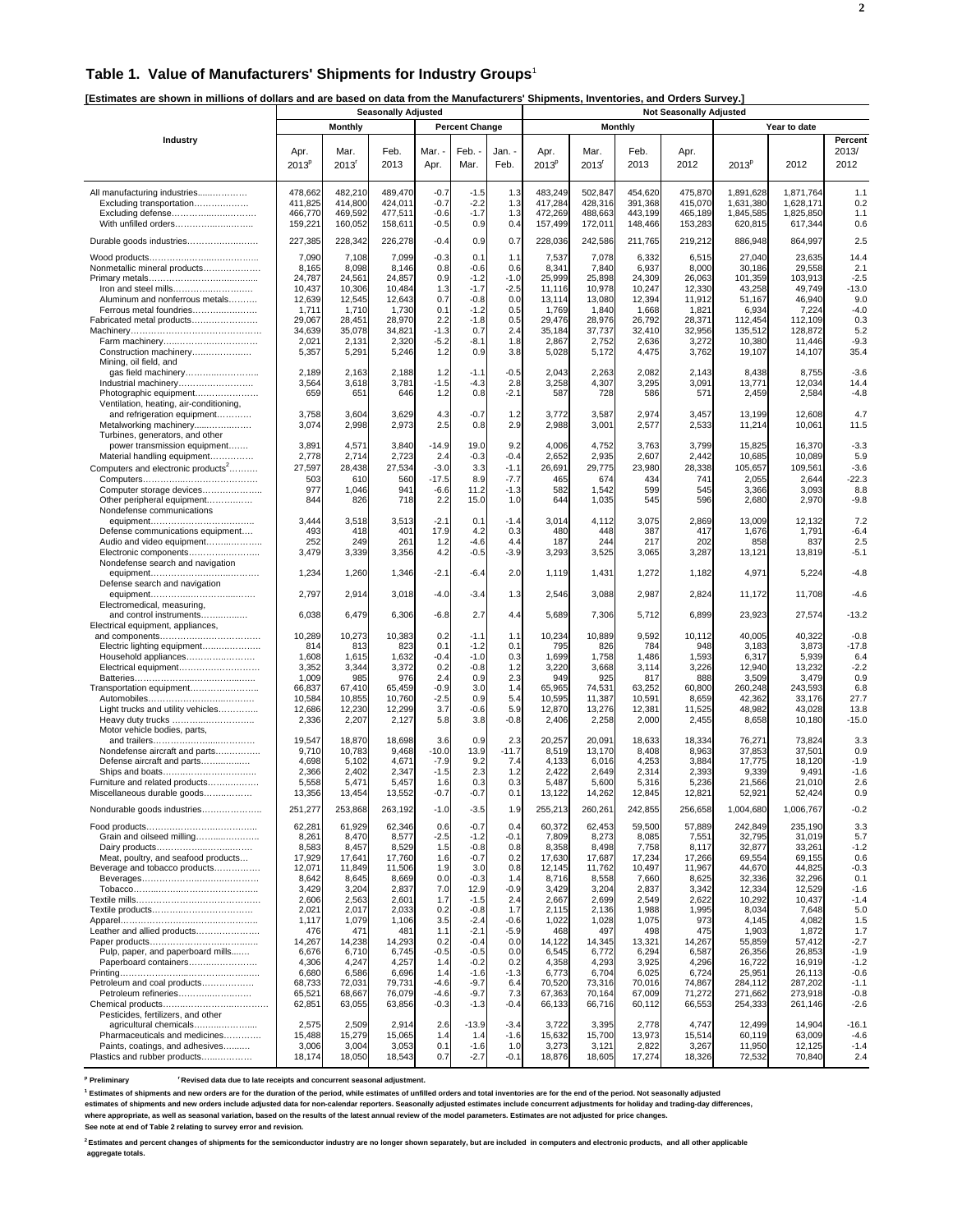## Table 1. Value of Manufacturers' Shipments for Industry Groups[1]

**[Estimates are shown in millions of dollars and are based on data from the Manufacturers' Shipments, Inventories, and Orders Survey.]**

| Industry | Seasonally Adjusted | | | | | | Not Seasonally Adjusted | | | | | | |
|---|---|---|---|---|---|---|---|---|---|---|---|---|---|
| | Monthly | | | Percent Change | | | Monthly | | | | Year to date | | |
| | Apr. 2013[p] | Mar. 2013[r] | Feb. 2013 | Mar. - Apr. | Feb. - Mar. | Jan. - Feb. | Apr. 2013[p] | Mar. 2013[r] | Feb. 2013 | Apr. 2012 | 2013[p] | 2012 | Percent 2013/ 2012 |
| All manufacturing industries | 478,662 | 482,210 | 489,470 | -0.7 | -1.5 | 1.3 | 483,249 | 502,847 | 454,620 | 475,870 | 1,891,628 | 1,871,764 | 1.1 |
| Excluding transportation | 411,825 | 414,800 | 424,011 | -0.7 | -2.2 | 1.3 | 417,284 | 428,316 | 391,368 | 415,070 | 1,631,380 | 1,628,171 | 0.2 |
| Excluding defense | 466,770 | 469,592 | 477,511 | -0.6 | -1.7 | 1.3 | 472,269 | 488,663 | 443,199 | 465,189 | 1,845,585 | 1,825,850 | 1.1 |
| With unfilled orders | 159,221 | 160,052 | 158,611 | -0.5 | 0.9 | 0.4 | 157,499 | 172,011 | 148,466 | 153,283 | 620,815 | 617,344 | 0.6 |
| Durable goods industries | 227,385 | 228,342 | 226,278 | -0.4 | 0.9 | 0.7 | 228,036 | 242,586 | 211,765 | 219,212 | 886,948 | 864,997 | 2.5 |
| Wood products | 7,090 | 7,108 | 7,099 | -0.3 | 0.1 | 1.1 | 7,537 | 7,078 | 6,332 | 6,515 | 27,040 | 23,635 | 14.4 |
| Nonmetallic mineral products | 8,165 | 8,098 | 8,146 | 0.8 | -0.6 | 0.6 | 8,341 | 7,840 | 6,937 | 8,000 | 30,186 | 29,558 | 2.1 |
| Primary metals | 24,787 | 24,561 | 24,857 | 0.9 | -1.2 | -1.0 | 25,999 | 25,898 | 24,309 | 26,063 | 101,359 | 103,913 | -2.5 |
| Iron and steel mills | 10,437 | 10,306 | 10,484 | 1.3 | -1.7 | -2.5 | 11,116 | 10,978 | 10,247 | 12,330 | 43,258 | 49,749 | -13.0 |
| Aluminum and nonferrous metals | 12,639 | 12,545 | 12,643 | 0.7 | -0.8 | 0.0 | 13,114 | 13,080 | 12,394 | 11,912 | 51,167 | 46,940 | 9.0 |
| Ferrous metal foundries | 1,711 | 1,710 | 1,730 | 0.1 | -1.2 | 0.5 | 1,769 | 1,840 | 1,668 | 1,821 | 6,934 | 7,224 | -4.0 |
| Fabricated metal products | 29,067 | 28,451 | 28,970 | 2.2 | -1.8 | 0.5 | 29,476 | 28,976 | 26,792 | 28,371 | 112,454 | 112,109 | 0.3 |
| Machinery | 34,639 | 35,078 | 34,821 | -1.3 | 0.7 | 2.4 | 35,184 | 37,737 | 32,410 | 32,956 | 135,512 | 128,872 | 5.2 |
| Farm machinery | 2,021 | 2,131 | 2,320 | -5.2 | -8.1 | 1.8 | 2,867 | 2,752 | 2,636 | 3,272 | 10,380 | 11,446 | -9.3 |
| Construction machinery | 5,357 | 5,291 | 5,246 | 1.2 | 0.9 | 3.8 | 5,028 | 5,172 | 4,475 | 3,762 | 19,107 | 14,107 | 35.4 |
| Mining, oil field, and gas field machinery | 2,189 | 2,163 | 2,188 | 1.2 | -1.1 | -0.5 | 2,043 | 2,263 | 2,082 | 2,143 | 8,438 | 8,755 | -3.6 |
| Industrial machinery | 3,564 | 3,618 | 3,781 | -1.5 | -4.3 | 2.8 | 3,258 | 4,307 | 3,295 | 3,091 | 13,771 | 12,034 | 14.4 |
| Photographic equipment | 659 | 651 | 646 | 1.2 | 0.8 | -2.1 | 587 | 728 | 586 | 571 | 2,459 | 2,584 | -4.8 |
| Ventilation, heating, air-conditioning, and refrigeration equipment | 3,758 | 3,604 | 3,629 | 4.3 | -0.7 | 1.2 | 3,772 | 3,587 | 2,974 | 3,457 | 13,199 | 12,608 | 4.7 |
| Metalworking machinery | 3,074 | 2,998 | 2,973 | 2.5 | 0.8 | 2.9 | 2,988 | 3,001 | 2,577 | 2,533 | 11,214 | 10,061 | 11.5 |
| Turbines, generators, and other power transmission equipment | 3,891 | 4,571 | 3,840 | -14.9 | 19.0 | 9.2 | 4,006 | 4,752 | 3,763 | 3,799 | 15,825 | 16,370 | -3.3 |
| Material handling equipment | 2,778 | 2,714 | 2,723 | 2.4 | -0.3 | -0.4 | 2,652 | 2,935 | 2,607 | 2,442 | 10,685 | 10,089 | 5.9 |
| Computers and electronic products[2] | 27,597 | 28,438 | 27,534 | -3.0 | 3.3 | -1.1 | 26,691 | 29,775 | 23,980 | 28,338 | 105,657 | 109,561 | -3.6 |
| Computers | 503 | 610 | 560 | -17.5 | 8.9 | -7.7 | 465 | 674 | 434 | 741 | 2,055 | 2,644 | -22.3 |
| Computer storage devices | 977 | 1,046 | 941 | -6.6 | 11.2 | -1.3 | 582 | 1,542 | 599 | 545 | 3,366 | 3,093 | 8.8 |
| Other peripheral equipment | 844 | 826 | 718 | 2.2 | 15.0 | 1.0 | 644 | 1,035 | 545 | 596 | 2,680 | 2,970 | -9.8 |
| Nondefense communications equipment | 3,444 | 3,518 | 3,513 | -2.1 | 0.1 | -1.4 | 3,014 | 4,112 | 3,075 | 2,869 | 13,009 | 12,132 | 7.2 |
| Defense communications equipment | 493 | 418 | 401 | 17.9 | 4.2 | 0.3 | 480 | 448 | 387 | 417 | 1,676 | 1,791 | -6.4 |
| Audio and video equipment | 252 | 249 | 261 | 1.2 | -4.6 | 4.4 | 187 | 244 | 217 | 202 | 858 | 837 | 2.5 |
| Electronic components | 3,479 | 3,339 | 3,356 | 4.2 | -0.5 | -3.9 | 3,293 | 3,525 | 3,065 | 3,287 | 13,121 | 13,819 | -5.1 |
| Nondefense search and navigation equipment | 1,234 | 1,260 | 1,346 | -2.1 | -6.4 | 2.0 | 1,119 | 1,431 | 1,272 | 1,182 | 4,971 | 5,224 | -4.8 |
| Defense search and navigation equipment | 2,797 | 2,914 | 3,018 | -4.0 | -3.4 | 1.3 | 2,546 | 3,088 | 2,987 | 2,824 | 11,172 | 11,708 | -4.6 |
| Electromedical, measuring, and control instruments | 6,038 | 6,479 | 6,306 | -6.8 | 2.7 | 4.4 | 5,689 | 7,306 | 5,712 | 6,899 | 23,923 | 27,574 | -13.2 |
| Electrical equipment, appliances, and components | 10,289 | 10,273 | 10,383 | 0.2 | -1.1 | 1.1 | 10,234 | 10,889 | 9,592 | 10,112 | 40,005 | 40,322 | -0.8 |
| Electric lighting equipment | 814 | 813 | 823 | 0.1 | -1.2 | 0.1 | 795 | 826 | 784 | 948 | 3,183 | 3,873 | -17.8 |
| Household appliances | 1,608 | 1,615 | 1,632 | -0.4 | -1.0 | 0.3 | 1,699 | 1,758 | 1,486 | 1,593 | 6,317 | 5,939 | 6.4 |
| Electrical equipment | 3,352 | 3,344 | 3,372 | 0.2 | -0.8 | 1.2 | 3,220 | 3,668 | 3,114 | 3,426 | 12,940 | 13,232 | -2.2 |
| Batteries | 1,009 | 985 | 976 | 2.4 | 0.9 | 2.3 | 949 | 925 | 817 | 888 | 3,509 | 3,479 | 0.9 |
| Transportation equipment | 66,837 | 67,410 | 65,459 | -0.9 | 3.0 | 1.4 | 65,965 | 74,531 | 63,252 | 60,800 | 260,248 | 243,593 | 6.8 |
| Automobiles | 10,584 | 10,855 | 10,760 | -2.5 | 0.9 | 5.4 | 10,595 | 11,387 | 10,591 | 8,659 | 42,362 | 33,176 | 27.7 |
| Light trucks and utility vehicles | 12,686 | 12,230 | 12,299 | 3.7 | -0.6 | 5.9 | 12,870 | 13,276 | 12,381 | 11,525 | 48,982 | 43,028 | 13.8 |
| Heavy duty trucks | 2,336 | 2,207 | 2,127 | 5.8 | 3.8 | -0.8 | 2,406 | 2,258 | 2,000 | 2,455 | 8,658 | 10,180 | -15.0 |
| Motor vehicle bodies, parts, and trailers | 19,547 | 18,870 | 18,698 | 3.6 | 0.9 | 2.3 | 20,257 | 20,091 | 18,633 | 18,334 | 76,271 | 73,824 | 3.3 |
| Nondefense aircraft and parts | 9,710 | 10,783 | 9,468 | -10.0 | 13.9 | -11.7 | 8,519 | 13,170 | 8,408 | 8,963 | 37,853 | 37,501 | 0.9 |
| Defense aircraft and parts | 4,698 | 5,102 | 4,671 | -7.9 | 9.2 | 7.4 | 4,133 | 6,016 | 4,253 | 3,884 | 17,775 | 18,120 | -1.9 |
| Ships and boats | 2,366 | 2,402 | 2,347 | -1.5 | 2.3 | 1.2 | 2,422 | 2,649 | 2,314 | 2,393 | 9,339 | 9,491 | -1.6 |
| Furniture and related products | 5,558 | 5,471 | 5,457 | 1.6 | 0.3 | 0.3 | 5,487 | 5,600 | 5,316 | 5,236 | 21,566 | 21,010 | 2.6 |
| Miscellaneous durable goods | 13,356 | 13,454 | 13,552 | -0.7 | -0.7 | 0.1 | 13,122 | 14,262 | 12,845 | 12,821 | 52,921 | 52,424 | 0.9 |
| Nondurable goods industries | 251,277 | 253,868 | 263,192 | -1.0 | -3.5 | 1.9 | 255,213 | 260,261 | 242,855 | 256,658 | 1,004,680 | 1,006,767 | -0.2 |
| Food products | 62,281 | 61,929 | 62,346 | 0.6 | -0.7 | 0.4 | 60,372 | 62,453 | 59,500 | 57,889 | 242,849 | 235,190 | 3.3 |
| Grain and oilseed milling | 8,261 | 8,470 | 8,577 | -2.5 | -1.2 | -0.1 | 7,809 | 8,273 | 8,085 | 7,551 | 32,795 | 31,019 | 5.7 |
| Dairy products | 8,583 | 8,457 | 8,529 | 1.5 | -0.8 | 0.8 | 8,358 | 8,498 | 7,758 | 8,117 | 32,877 | 33,261 | -1.2 |
| Meat, poultry, and seafood products | 17,929 | 17,641 | 17,760 | 1.6 | -0.7 | 0.2 | 17,630 | 17,687 | 17,234 | 17,266 | 69,554 | 69,155 | 0.6 |
| Beverage and tobacco products | 12,071 | 11,849 | 11,506 | 1.9 | 3.0 | 0.8 | 12,145 | 11,762 | 10,497 | 11,967 | 44,670 | 44,825 | -0.3 |
| Beverages | 8,642 | 8,645 | 8,669 | 0.0 | -0.3 | 1.4 | 8,716 | 8,558 | 7,660 | 8,625 | 32,336 | 32,296 | 0.1 |
| Tobacco | 3,429 | 3,204 | 2,837 | 7.0 | 12.9 | -0.9 | 3,429 | 3,204 | 2,837 | 3,342 | 12,334 | 12,529 | -1.6 |
| Textile mills | 2,606 | 2,563 | 2,601 | 1.7 | -1.5 | 2.4 | 2,667 | 2,699 | 2,549 | 2,622 | 10,292 | 10,437 | -1.4 |
| Textile products | 2,021 | 2,017 | 2,033 | 0.2 | -0.8 | 1.7 | 2,115 | 2,136 | 1,988 | 1,995 | 8,034 | 7,648 | 5.0 |
| Apparel | 1,117 | 1,079 | 1,106 | 3.5 | -2.4 | -0.6 | 1,022 | 1,028 | 1,075 | 973 | 4,145 | 4,082 | 1.5 |
| Leather and allied products | 476 | 471 | 481 | 1.1 | -2.1 | -5.9 | 468 | 497 | 498 | 475 | 1,903 | 1,872 | 1.7 |
| Paper products | 14,267 | 14,238 | 14,293 | 0.2 | -0.4 | 0.0 | 14,122 | 14,345 | 13,321 | 14,267 | 55,859 | 57,412 | -2.7 |
| Pulp, paper, and paperboard mills | 6,676 | 6,710 | 6,745 | -0.5 | -0.5 | 0.0 | 6,545 | 6,772 | 6,294 | 6,587 | 26,356 | 26,853 | -1.9 |
| Paperboard containers | 4,306 | 4,247 | 4,257 | 1.4 | -0.2 | 0.2 | 4,358 | 4,293 | 3,925 | 4,296 | 16,722 | 16,919 | -1.2 |
| Printing | 6,680 | 6,586 | 6,696 | 1.4 | -1.6 | -1.3 | 6,773 | 6,704 | 6,025 | 6,724 | 25,951 | 26,113 | -0.6 |
| Petroleum and coal products | 68,733 | 72,031 | 79,731 | -4.6 | -9.7 | 6.4 | 70,520 | 73,316 | 70,016 | 74,867 | 284,112 | 287,202 | -1.1 |
| Petroleum refineries | 65,521 | 68,667 | 76,079 | -4.6 | -9.7 | 7.3 | 67,363 | 70,164 | 67,009 | 71,272 | 271,662 | 273,918 | -0.8 |
| Chemical products | 62,851 | 63,055 | 63,856 | -0.3 | -1.3 | -0.4 | 66,133 | 66,716 | 60,112 | 66,553 | 254,333 | 261,146 | -2.6 |
| Pesticides, fertilizers, and other agricultural chemicals | 2,575 | 2,509 | 2,914 | 2.6 | -13.9 | -3.4 | 3,722 | 3,395 | 2,778 | 4,747 | 12,499 | 14,904 | -16.1 |
| Pharmaceuticals and medicines | 15,488 | 15,279 | 15,065 | 1.4 | 1.4 | -1.6 | 15,632 | 15,700 | 13,973 | 15,514 | 60,119 | 63,009 | -4.6 |
| Paints, coatings, and adhesives | 3,006 | 3,004 | 3,053 | 0.1 | -1.6 | 1.0 | 3,273 | 3,121 | 2,822 | 3,267 | 11,950 | 12,125 | -1.4 |
| Plastics and rubber products | 18,174 | 18,050 | 18,543 | 0.7 | -2.7 | -0.1 | 18,876 | 18,605 | 17,274 | 18,326 | 72,532 | 70,840 | 2.4 |

[p] **Preliminary** [r] **Revised data due to late receipts and concurrent seasonal adjustment.**

[1] **Estimates of shipments and new orders are for the duration of the period, while estimates of unfilled orders and total inventories are for the end of the period. Not seasonally adjusted estimates of shipments and new orders include adjusted data for non-calendar reporters. Seasonally adjusted estimates include concurrent adjustments for holiday and trading-day differences, where appropriate, as well as seasonal variation, based on the results of the latest annual review of the model parameters. Estimates are not adjusted for price changes. See note at end of Table 2 relating to survey error and revision.**

[2] **Estimates and percent changes of shipments for the semiconductor industry are no longer shown separately, but are included in computers and electronic products, and all other applicable aggregate totals.**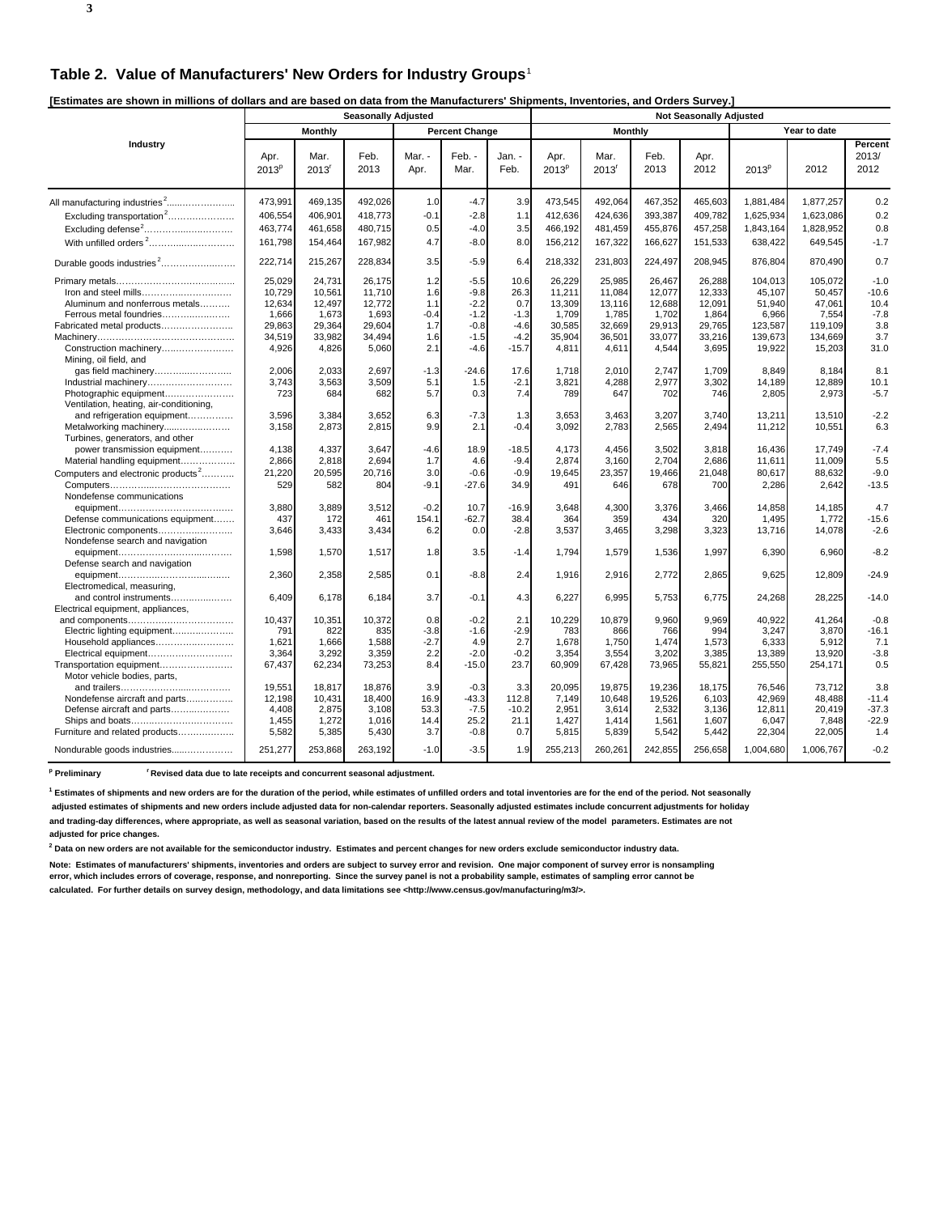## Table 2. Value of Manufacturers' New Orders for Industry Groups[1]

**[Estimates are shown in millions of dollars and are based on data from the Manufacturers' Shipments, Inventories, and Orders Survey.]**

| Industry | Seasonally Adjusted | | | | | | Not Seasonally Adjusted | | | | | | |
|---|---|---|---|---|---|---|---|---|---|---|---|---|---|
| | Monthly | | | Percent Change | | | Monthly | | | | Year to date | | |
| | Apr. 2013[p] | Mar. 2013[r] | Feb. 2013 | Mar. - Apr. | Feb. - Mar. | Jan. - Feb. | Apr. 2013[p] | Mar. 2013[r] | Feb. 2013 | Apr. 2012 | 2013[p] | 2012 | Percent 2013/ 2012 |
| All manufacturing industries[2] | 473,991 | 469,135 | 492,026 | 1.0 | -4.7 | 3.9 | 473,545 | 492,064 | 467,352 | 465,603 | 1,881,484 | 1,877,257 | 0.2 |
| Excluding transportation[2] | 406,554 | 406,901 | 418,773 | -0.1 | -2.8 | 1.1 | 412,636 | 424,636 | 393,387 | 409,782 | 1,625,934 | 1,623,086 | 0.2 |
| Excluding defense[2] | 463,774 | 461,658 | 480,715 | 0.5 | -4.0 | 3.5 | 466,192 | 481,459 | 455,876 | 457,258 | 1,843,164 | 1,828,952 | 0.8 |
| With unfilled orders[2] | 161,798 | 154,464 | 167,982 | 4.7 | -8.0 | 8.0 | 156,212 | 167,322 | 166,627 | 151,533 | 638,422 | 649,545 | -1.7 |
| Durable goods industries[2] | 222,714 | 215,267 | 228,834 | 3.5 | -5.9 | 6.4 | 218,332 | 231,803 | 224,497 | 208,945 | 876,804 | 870,490 | 0.7 |
| Primary metals | 25,029 | 24,731 | 26,175 | 1.2 | -5.5 | 10.6 | 26,229 | 25,985 | 26,467 | 26,288 | 104,013 | 105,072 | -1.0 |
| Iron and steel mills | 10,729 | 10,561 | 11,710 | 1.6 | -9.8 | 26.3 | 11,211 | 11,084 | 12,077 | 12,333 | 45,107 | 50,457 | -10.6 |
| Aluminum and nonferrous metals | 12,634 | 12,497 | 12,772 | 1.1 | -2.2 | 0.7 | 13,309 | 13,116 | 12,688 | 12,091 | 51,940 | 47,061 | 10.4 |
| Ferrous metal foundries | 1,666 | 1,673 | 1,693 | -0.4 | -1.2 | -1.3 | 1,709 | 1,785 | 1,702 | 1,864 | 6,966 | 7,554 | -7.8 |
| Fabricated metal products | 29,863 | 29,364 | 29,604 | 1.7 | -0.8 | -4.6 | 30,585 | 32,669 | 29,913 | 29,765 | 123,587 | 119,109 | 3.8 |
| Machinery | 34,519 | 33,982 | 34,494 | 1.6 | -1.5 | -4.2 | 35,904 | 36,501 | 33,077 | 33,216 | 139,673 | 134,669 | 3.7 |
| Construction machinery | 4,926 | 4,826 | 5,060 | 2.1 | -4.6 | -15.7 | 4,811 | 4,611 | 4,544 | 3,695 | 19,922 | 15,203 | 31.0 |
| Mining, oil field, and gas field machinery | 2,006 | 2,033 | 2,697 | -1.3 | -24.6 | 17.6 | 1,718 | 2,010 | 2,747 | 1,709 | 8,849 | 8,184 | 8.1 |
| Industrial machinery | 3,743 | 3,563 | 3,509 | 5.1 | 1.5 | -2.1 | 3,821 | 4,288 | 2,977 | 3,302 | 14,189 | 12,889 | 10.1 |
| Photographic equipment | 723 | 684 | 682 | 5.7 | 0.3 | 7.4 | 789 | 647 | 702 | 746 | 2,805 | 2,973 | -5.7 |
| Ventilation, heating, air-conditioning, and refrigeration equipment | 3,596 | 3,384 | 3,652 | 6.3 | -7.3 | 1.3 | 3,653 | 3,463 | 3,207 | 3,740 | 13,211 | 13,510 | -2.2 |
| Metalworking machinery | 3,158 | 2,873 | 2,815 | 9.9 | 2.1 | -0.4 | 3,092 | 2,783 | 2,565 | 2,494 | 11,212 | 10,551 | 6.3 |
| Turbines, generators, and other power transmission equipment | 4,138 | 4,337 | 3,647 | -4.6 | 18.9 | -18.5 | 4,173 | 4,456 | 3,502 | 3,818 | 16,436 | 17,749 | -7.4 |
| Material handling equipment | 2,866 | 2,818 | 2,694 | 1.7 | 4.6 | -9.4 | 2,874 | 3,160 | 2,704 | 2,686 | 11,611 | 11,009 | 5.5 |
| Computers and electronic products[2] | 21,220 | 20,595 | 20,716 | 3.0 | -0.6 | -0.9 | 19,645 | 23,357 | 19,466 | 21,048 | 80,617 | 88,632 | -9.0 |
| Computers | 529 | 582 | 804 | -9.1 | -27.6 | 34.9 | 491 | 646 | 678 | 700 | 2,286 | 2,642 | -13.5 |
| Nondefense communications equipment | 3,880 | 3,889 | 3,512 | -0.2 | 10.7 | -16.9 | 3,648 | 4,300 | 3,376 | 3,466 | 14,858 | 14,185 | 4.7 |
| Defense communications equipment | 437 | 172 | 461 | 154.1 | -62.7 | 38.4 | 364 | 359 | 434 | 320 | 1,495 | 1,772 | -15.6 |
| Electronic components | 3,646 | 3,433 | 3,434 | 6.2 | 0.0 | -2.8 | 3,537 | 3,465 | 3,298 | 3,323 | 13,716 | 14,078 | -2.6 |
| Nondefense search and navigation equipment | 1,598 | 1,570 | 1,517 | 1.8 | 3.5 | -1.4 | 1,794 | 1,579 | 1,536 | 1,997 | 6,390 | 6,960 | -8.2 |
| Defense search and navigation equipment | 2,360 | 2,358 | 2,585 | 0.1 | -8.8 | 2.4 | 1,916 | 2,916 | 2,772 | 2,865 | 9,625 | 12,809 | -24.9 |
| Electromedical, measuring, and control instruments | 6,409 | 6,178 | 6,184 | 3.7 | -0.1 | 4.3 | 6,227 | 6,995 | 5,753 | 6,775 | 24,268 | 28,225 | -14.0 |
| Electrical equipment, appliances, and components | 10,437 | 10,351 | 10,372 | 0.8 | -0.2 | 2.1 | 10,229 | 10,879 | 9,960 | 9,969 | 40,922 | 41,264 | -0.8 |
| Electric lighting equipment | 791 | 822 | 835 | -3.8 | -1.6 | -2.9 | 783 | 866 | 766 | 994 | 3,247 | 3,870 | -16.1 |
| Household appliances | 1,621 | 1,666 | 1,588 | -2.7 | 4.9 | 2.7 | 1,678 | 1,750 | 1,474 | 1,573 | 6,333 | 5,912 | 7.1 |
| Electrical equipment | 3,364 | 3,292 | 3,359 | 2.2 | -2.0 | -0.2 | 3,354 | 3,554 | 3,202 | 3,385 | 13,389 | 13,920 | -3.8 |
| Transportation equipment | 67,437 | 62,234 | 73,253 | 8.4 | -15.0 | 23.7 | 60,909 | 67,428 | 73,965 | 55,821 | 255,550 | 254,171 | 0.5 |
| Motor vehicle bodies, parts, and trailers | 19,551 | 18,817 | 18,876 | 3.9 | -0.3 | 3.3 | 20,095 | 19,875 | 19,236 | 18,175 | 76,546 | 73,712 | 3.8 |
| Nondefense aircraft and parts | 12,198 | 10,431 | 18,400 | 16.9 | -43.3 | 112.8 | 7,149 | 10,648 | 19,526 | 6,103 | 42,969 | 48,488 | -11.4 |
| Defense aircraft and parts | 4,408 | 2,875 | 3,108 | 53.3 | -7.5 | -10.2 | 2,951 | 3,614 | 2,532 | 3,136 | 12,811 | 20,419 | -37.3 |
| Ships and boats | 1,455 | 1,272 | 1,016 | 14.4 | 25.2 | 21.1 | 1,427 | 1,414 | 1,561 | 1,607 | 6,047 | 7,848 | -22.9 |
| Furniture and related products | 5,582 | 5,385 | 5,430 | 3.7 | -0.8 | 0.7 | 5,815 | 5,839 | 5,542 | 5,442 | 22,304 | 22,005 | 1.4 |
| Nondurable goods industries | 251,277 | 253,868 | 263,192 | -1.0 | -3.5 | 1.9 | 255,213 | 260,261 | 242,855 | 256,658 | 1,004,680 | 1,006,767 | -0.2 |

**[p] Preliminary** **[r] Revised data due to late receipts and concurrent seasonal adjustment.**

**[1] Estimates of shipments and new orders are for the duration of the period, while estimates of unfilled orders and total inventories are for the end of the period. Not seasonally adjusted estimates of shipments and new orders include adjusted data for non-calendar reporters. Seasonally adjusted estimates include concurrent adjustments for holiday and trading-day differences, where appropriate, as well as seasonal variation, based on the results of the latest annual review of the model parameters. Estimates are not adjusted for price changes.**

**[2] Data on new orders are not available for the semiconductor industry. Estimates and percent changes for new orders exclude semiconductor industry data.**

**Note: Estimates of manufacturers' shipments, inventories and orders are subject to survey error and revision. One major component of survey error is nonsampling error, which includes errors of coverage, response, and nonreporting. Since the survey panel is not a probability sample, estimates of sampling error cannot be calculated. For further details on survey design, methodology, and data limitations see <http://www.census.gov/manufacturing/m3/>.**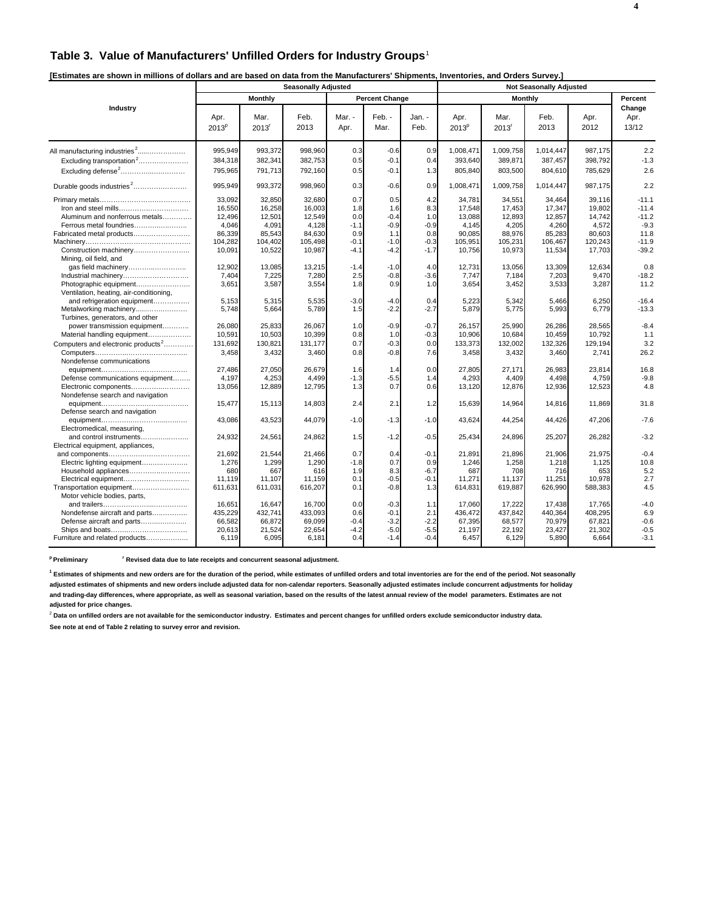## Table 3. Value of Manufacturers' Unfilled Orders for Industry Groups[1]

**[Estimates are shown in millions of dollars and are based on data from the Manufacturers' Shipments, Inventories, and Orders Survey.]**

| Industry | Seasonally Adjusted | | | | | | Not Seasonally Adjusted | | | | |
|---|---|---|---|---|---|---|---|---|---|---|---|
| | Monthly | | | Percent Change | | | Monthly | | | | Percent Change |
| | Apr. 2013[p] | Mar. 2013[r] | Feb. 2013 | Mar. - Apr. | Feb. - Mar. | Jan. - Feb. | Apr. 2013[p] | Mar. 2013[r] | Feb. 2013 | Apr. 2012 | Apr. 13/12 |
| All manufacturing industries[2] | 995,949 | 993,372 | 998,960 | 0.3 | -0.6 | 0.9 | 1,008,471 | 1,009,758 | 1,014,447 | 987,175 | 2.2 |
| Excluding transportation[2] | 384,318 | 382,341 | 382,753 | 0.5 | -0.1 | 0.4 | 393,640 | 389,871 | 387,457 | 398,792 | -1.3 |
| Excluding defense[2] | 795,965 | 791,713 | 792,160 | 0.5 | -0.1 | 1.3 | 805,840 | 803,500 | 804,610 | 785,629 | 2.6 |
| Durable goods industries[2] | 995,949 | 993,372 | 998,960 | 0.3 | -0.6 | 0.9 | 1,008,471 | 1,009,758 | 1,014,447 | 987,175 | 2.2 |
| Primary metals | 33,092 | 32,850 | 32,680 | 0.7 | 0.5 | 4.2 | 34,781 | 34,551 | 34,464 | 39,116 | -11.1 |
| Iron and steel mills | 16,550 | 16,258 | 16,003 | 1.8 | 1.6 | 8.3 | 17,548 | 17,453 | 17,347 | 19,802 | -11.4 |
| Aluminum and nonferrous metals | 12,496 | 12,501 | 12,549 | 0.0 | -0.4 | 1.0 | 13,088 | 12,893 | 12,857 | 14,742 | -11.2 |
| Ferrous metal foundries | 4,046 | 4,091 | 4,128 | -1.1 | -0.9 | -0.9 | 4,145 | 4,205 | 4,260 | 4,572 | -9.3 |
| Fabricated metal products | 86,339 | 85,543 | 84,630 | 0.9 | 1.1 | 0.8 | 90,085 | 88,976 | 85,283 | 80,603 | 11.8 |
| Machinery | 104,282 | 104,402 | 105,498 | -0.1 | -1.0 | -0.3 | 105,951 | 105,231 | 106,467 | 120,243 | -11.9 |
| Construction machinery | 10,091 | 10,522 | 10,987 | -4.1 | -4.2 | -1.7 | 10,756 | 10,973 | 11,534 | 17,703 | -39.2 |
| Mining, oil field, and gas field machinery | 12,902 | 13,085 | 13,215 | -1.4 | -1.0 | 4.0 | 12,731 | 13,056 | 13,309 | 12,634 | 0.8 |
| Industrial machinery | 7,404 | 7,225 | 7,280 | 2.5 | -0.8 | -3.6 | 7,747 | 7,184 | 7,203 | 9,470 | -18.2 |
| Photographic equipment | 3,651 | 3,587 | 3,554 | 1.8 | 0.9 | 1.0 | 3,654 | 3,452 | 3,533 | 3,287 | 11.2 |
| Ventilation, heating, air-conditioning, and refrigeration equipment | 5,153 | 5,315 | 5,535 | -3.0 | -4.0 | 0.4 | 5,223 | 5,342 | 5,466 | 6,250 | -16.4 |
| Metalworking machinery | 5,748 | 5,664 | 5,789 | 1.5 | -2.2 | -2.7 | 5,879 | 5,775 | 5,993 | 6,779 | -13.3 |
| Turbines, generators, and other power transmission equipment | 26,080 | 25,833 | 26,067 | 1.0 | -0.9 | -0.7 | 26,157 | 25,990 | 26,286 | 28,565 | -8.4 |
| Material handling equipment | 10,591 | 10,503 | 10,399 | 0.8 | 1.0 | -0.3 | 10,906 | 10,684 | 10,459 | 10,792 | 1.1 |
| Computers and electronic products[2] | 131,692 | 130,821 | 131,177 | 0.7 | -0.3 | 0.0 | 133,373 | 132,002 | 132,326 | 129,194 | 3.2 |
| Computers | 3,458 | 3,432 | 3,460 | 0.8 | -0.8 | 7.6 | 3,458 | 3,432 | 3,460 | 2,741 | 26.2 |
| Nondefense communications equipment | 27,486 | 27,050 | 26,679 | 1.6 | 1.4 | 0.0 | 27,805 | 27,171 | 26,983 | 23,814 | 16.8 |
| Defense communications equipment | 4,197 | 4,253 | 4,499 | -1.3 | -5.5 | 1.4 | 4,293 | 4,409 | 4,498 | 4,759 | -9.8 |
| Electronic components | 13,056 | 12,889 | 12,795 | 1.3 | 0.7 | 0.6 | 13,120 | 12,876 | 12,936 | 12,523 | 4.8 |
| Nondefense search and navigation equipment | 15,477 | 15,113 | 14,803 | 2.4 | 2.1 | 1.2 | 15,639 | 14,964 | 14,816 | 11,869 | 31.8 |
| Defense search and navigation equipment | 43,086 | 43,523 | 44,079 | -1.0 | -1.3 | -1.0 | 43,624 | 44,254 | 44,426 | 47,206 | -7.6 |
| Electromedical, measuring, and control instruments | 24,932 | 24,561 | 24,862 | 1.5 | -1.2 | -0.5 | 25,434 | 24,896 | 25,207 | 26,282 | -3.2 |
| Electrical equipment, appliances, and components | 21,692 | 21,544 | 21,466 | 0.7 | 0.4 | -0.1 | 21,891 | 21,896 | 21,906 | 21,975 | -0.4 |
| Electric lighting equipment | 1,276 | 1,299 | 1,290 | -1.8 | 0.7 | 0.9 | 1,246 | 1,258 | 1,218 | 1,125 | 10.8 |
| Household appliances | 680 | 667 | 616 | 1.9 | 8.3 | -6.7 | 687 | 708 | 716 | 653 | 5.2 |
| Electrical equipment | 11,119 | 11,107 | 11,159 | 0.1 | -0.5 | -0.1 | 11,271 | 11,137 | 11,251 | 10,978 | 2.7 |
| Transportation equipment | 611,631 | 611,031 | 616,207 | 0.1 | -0.8 | 1.3 | 614,831 | 619,887 | 626,990 | 588,383 | 4.5 |
| Motor vehicle bodies, parts, and trailers | 16,651 | 16,647 | 16,700 | 0.0 | -0.3 | 1.1 | 17,060 | 17,222 | 17,438 | 17,765 | -4.0 |
| Nondefense aircraft and parts | 435,229 | 432,741 | 433,093 | 0.6 | -0.1 | 2.1 | 436,472 | 437,842 | 440,364 | 408,295 | 6.9 |
| Defense aircraft and parts | 66,582 | 66,872 | 69,099 | -0.4 | -3.2 | -2.2 | 67,395 | 68,577 | 70,979 | 67,821 | -0.6 |
| Ships and boats | 20,613 | 21,524 | 22,654 | -4.2 | -5.0 | -5.5 | 21,197 | 22,192 | 23,427 | 21,302 | -0.5 |
| Furniture and related products | 6,119 | 6,095 | 6,181 | 0.4 | -1.4 | -0.4 | 6,457 | 6,129 | 5,890 | 6,664 | -3.1 |

[p] Preliminary [r] Revised data due to late receipts and concurrent seasonal adjustment.

[1] Estimates of shipments and new orders are for the duration of the period, while estimates of unfilled orders and total inventories are for the end of the period. Not seasonally adjusted estimates of shipments and new orders include adjusted data for non-calendar reporters. Seasonally adjusted estimates include concurrent adjustments for holiday and trading-day differences, where appropriate, as well as seasonal variation, based on the results of the latest annual review of the model parameters. Estimates are not adjusted for price changes.

[2] Data on unfilled orders are not available for the semiconductor industry. Estimates and percent changes for unfilled orders exclude semiconductor industry data.

See note at end of Table 2 relating to survey error and revision.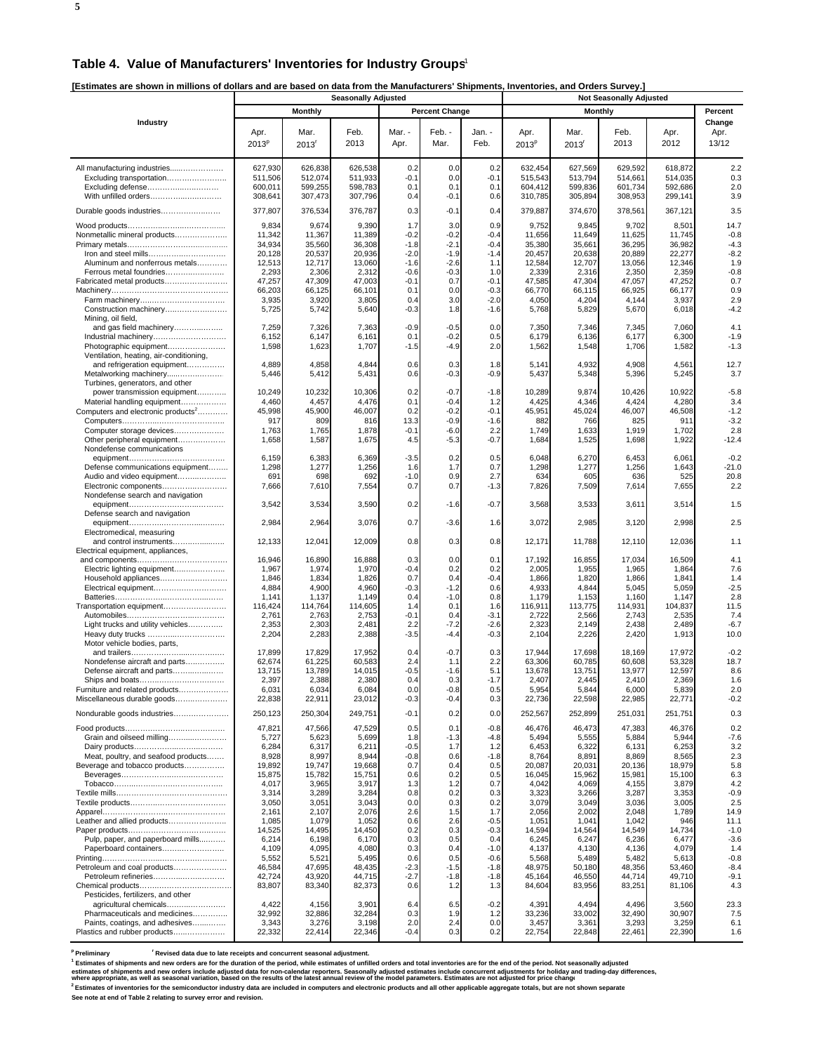## Table 4. Value of Manufacturers' Inventories for Industry Groups[1]

**[Estimates are shown in millions of dollars and are based on data from the Manufacturers' Shipments, Inventories, and Orders Survey.]**

| Industry | Seasonally Adjusted | | | | | | Not Seasonally Adjusted | | | | |
|---|---|---|---|---|---|---|---|---|---|---|---|
| | Monthly | | | Percent Change | | | Monthly | | | | Percent Change |
| | Apr. 2013[p] | Mar. 2013[r] | Feb. 2013 | Mar. - Apr. | Feb. - Mar. | Jan. - Feb. | Apr. 2013[p] | Mar. 2013[r] | Feb. 2013 | Apr. 2012 | Apr. 13/12 |
| All manufacturing industries | 627,930 | 626,838 | 626,538 | 0.2 | 0.0 | 0.2 | 632,454 | 627,569 | 629,592 | 618,872 | 2.2 |
| Excluding transportation | 511,506 | 512,074 | 511,933 | -0.1 | 0.0 | -0.1 | 515,543 | 513,794 | 514,661 | 514,035 | 0.3 |
| Excluding defense | 600,011 | 599,255 | 598,783 | 0.1 | 0.1 | 0.1 | 604,412 | 599,836 | 601,734 | 592,686 | 2.0 |
| With unfilled orders | 308,641 | 307,473 | 307,796 | 0.4 | -0.1 | 0.6 | 310,785 | 305,894 | 308,953 | 299,141 | 3.9 |
| Durable goods industries | 377,807 | 376,534 | 376,787 | 0.3 | -0.1 | 0.4 | 379,887 | 374,670 | 378,561 | 367,121 | 3.5 |
| Wood products | 9,834 | 9,674 | 9,390 | 1.7 | 3.0 | 0.9 | 9,752 | 9,845 | 9,702 | 8,501 | 14.7 |
| Nonmetallic mineral products | 11,342 | 11,367 | 11,389 | -0.2 | -0.2 | -0.4 | 11,656 | 11,649 | 11,625 | 11,745 | -0.8 |
| Primary metals | 34,934 | 35,560 | 36,308 | -1.8 | -2.1 | -0.4 | 35,380 | 35,661 | 36,295 | 36,982 | -4.3 |
| Iron and steel mills | 20,128 | 20,537 | 20,936 | -2.0 | -1.9 | -1.4 | 20,457 | 20,638 | 20,889 | 22,277 | -8.2 |
| Aluminum and nonferrous metals | 12,513 | 12,717 | 13,060 | -1.6 | -2.6 | 1.1 | 12,584 | 12,707 | 13,056 | 12,346 | 1.9 |
| Ferrous metal foundries | 2,293 | 2,306 | 2,312 | -0.6 | -0.3 | 1.0 | 2,339 | 2,316 | 2,350 | 2,359 | -0.8 |
| Fabricated metal products | 47,257 | 47,309 | 47,003 | -0.1 | 0.7 | -0.1 | 47,585 | 47,304 | 47,057 | 47,252 | 0.7 |
| Machinery | 66,203 | 66,125 | 66,101 | 0.1 | 0.0 | -0.3 | 66,770 | 66,115 | 66,925 | 66,177 | 0.9 |
| Farm machinery | 3,935 | 3,920 | 3,805 | 0.4 | 3.0 | -2.0 | 4,050 | 4,204 | 4,144 | 3,937 | 2.9 |
| Construction machinery | 5,725 | 5,742 | 5,640 | -0.3 | 1.8 | -1.6 | 5,768 | 5,829 | 5,670 | 6,018 | -4.2 |
| Mining, oil field, and gas field machinery | 7,259 | 7,326 | 7,363 | -0.9 | -0.5 | 0.0 | 7,350 | 7,346 | 7,345 | 7,060 | 4.1 |
| Industrial machinery | 6,152 | 6,147 | 6,161 | 0.1 | -0.2 | 0.5 | 6,179 | 6,136 | 6,177 | 6,300 | -1.9 |
| Photographic equipment | 1,598 | 1,623 | 1,707 | -1.5 | -4.9 | 2.0 | 1,562 | 1,548 | 1,706 | 1,582 | -1.3 |
| Ventilation, heating, air-conditioning, and refrigeration equipment | 4,889 | 4,858 | 4,844 | 0.6 | 0.3 | 1.8 | 5,141 | 4,932 | 4,908 | 4,561 | 12.7 |
| Metalworking machinery | 5,446 | 5,412 | 5,431 | 0.6 | -0.3 | -0.9 | 5,437 | 5,348 | 5,396 | 5,245 | 3.7 |
| Turbines, generators, and other power transmission equipment | 10,249 | 10,232 | 10,306 | 0.2 | -0.7 | -1.8 | 10,289 | 9,874 | 10,426 | 10,922 | -5.8 |
| Material handling equipment | 4,460 | 4,457 | 4,476 | 0.1 | -0.4 | 1.2 | 4,425 | 4,346 | 4,424 | 4,280 | 3.4 |
| Computers and electronic products[2] | 45,998 | 45,900 | 46,007 | 0.2 | -0.2 | -0.1 | 45,951 | 45,024 | 46,007 | 46,508 | -1.2 |
| Computers | 917 | 809 | 816 | 13.3 | -0.9 | -1.6 | 882 | 766 | 825 | 911 | -3.2 |
| Computer storage devices | 1,763 | 1,765 | 1,878 | -0.1 | -6.0 | 2.2 | 1,749 | 1,633 | 1,919 | 1,702 | 2.8 |
| Other peripheral equipment | 1,658 | 1,587 | 1,675 | 4.5 | -5.3 | -0.7 | 1,684 | 1,525 | 1,698 | 1,922 | -12.4 |
| Nondefense communications equipment | 6,159 | 6,383 | 6,369 | -3.5 | 0.2 | 0.5 | 6,048 | 6,270 | 6,453 | 6,061 | -0.2 |
| Defense communications equipment | 1,298 | 1,277 | 1,256 | 1.6 | 1.7 | 0.7 | 1,298 | 1,277 | 1,256 | 1,643 | -21.0 |
| Audio and video equipment | 691 | 698 | 692 | -1.0 | 0.9 | 2.7 | 634 | 605 | 636 | 525 | 20.8 |
| Electronic components | 7,666 | 7,610 | 7,554 | 0.7 | 0.7 | -1.3 | 7,826 | 7,509 | 7,614 | 7,655 | 2.2 |
| Nondefense search and navigation equipment | 3,542 | 3,534 | 3,590 | 0.2 | -1.6 | -0.7 | 3,568 | 3,533 | 3,611 | 3,514 | 1.5 |
| Defense search and navigation equipment | 2,984 | 2,964 | 3,076 | 0.7 | -3.6 | 1.6 | 3,072 | 2,985 | 3,120 | 2,998 | 2.5 |
| Electromedical, measuring and control instruments | 12,133 | 12,041 | 12,009 | 0.8 | 0.3 | 0.8 | 12,171 | 11,788 | 12,110 | 12,036 | 1.1 |
| Electrical equipment, appliances, and components | 16,946 | 16,890 | 16,888 | 0.3 | 0.0 | 0.1 | 17,192 | 16,855 | 17,034 | 16,509 | 4.1 |
| Electric lighting equipment | 1,967 | 1,974 | 1,970 | -0.4 | 0.2 | 0.2 | 2,005 | 1,955 | 1,965 | 1,864 | 7.6 |
| Household appliances | 1,846 | 1,834 | 1,826 | 0.7 | 0.4 | -0.4 | 1,866 | 1,820 | 1,866 | 1,841 | 1.4 |
| Electrical equipment | 4,884 | 4,900 | 4,960 | -0.3 | -1.2 | 0.6 | 4,933 | 4,844 | 5,045 | 5,059 | -2.5 |
| Batteries | 1,141 | 1,137 | 1,149 | 0.4 | -1.0 | 0.8 | 1,179 | 1,153 | 1,160 | 1,147 | 2.8 |
| Transportation equipment | 116,424 | 114,764 | 114,605 | 1.4 | 0.1 | 1.6 | 116,911 | 113,775 | 114,931 | 104,837 | 11.5 |
| Automobiles | 2,761 | 2,763 | 2,753 | -0.1 | 0.4 | -3.1 | 2,722 | 2,566 | 2,743 | 2,535 | 7.4 |
| Light trucks and utility vehicles | 2,353 | 2,303 | 2,481 | 2.2 | -7.2 | -2.6 | 2,323 | 2,149 | 2,438 | 2,489 | -6.7 |
| Heavy duty trucks | 2,204 | 2,283 | 2,388 | -3.5 | -4.4 | -0.3 | 2,104 | 2,226 | 2,420 | 1,913 | 10.0 |
| Motor vehicle bodies, parts, and trailers | 17,899 | 17,829 | 17,952 | 0.4 | -0.7 | 0.3 | 17,944 | 17,698 | 18,169 | 17,972 | -0.2 |
| Nondefense aircraft and parts | 62,674 | 61,225 | 60,583 | 2.4 | 1.1 | 2.2 | 63,306 | 60,785 | 60,608 | 53,328 | 18.7 |
| Defense aircraft and parts | 13,715 | 13,789 | 14,015 | -0.5 | -1.6 | 5.1 | 13,678 | 13,751 | 13,977 | 12,597 | 8.6 |
| Ships and boats | 2,397 | 2,388 | 2,380 | 0.4 | 0.3 | -1.7 | 2,407 | 2,445 | 2,410 | 2,369 | 1.6 |
| Furniture and related products | 6,031 | 6,034 | 6,084 | 0.0 | -0.8 | 0.5 | 5,954 | 5,844 | 6,000 | 5,839 | 2.0 |
| Miscellaneous durable goods | 22,838 | 22,911 | 23,012 | -0.3 | -0.4 | 0.3 | 22,736 | 22,598 | 22,985 | 22,771 | -0.2 |
| Nondurable goods industries | 250,123 | 250,304 | 249,751 | -0.1 | 0.2 | 0.0 | 252,567 | 252,899 | 251,031 | 251,751 | 0.3 |
| Food products | 47,821 | 47,566 | 47,529 | 0.5 | 0.1 | -0.8 | 46,476 | 46,473 | 47,383 | 46,376 | 0.2 |
| Grain and oilseed milling | 5,727 | 5,623 | 5,699 | 1.8 | -1.3 | -4.8 | 5,494 | 5,555 | 5,884 | 5,944 | -7.6 |
| Dairy products | 6,284 | 6,317 | 6,211 | -0.5 | 1.7 | 1.2 | 6,453 | 6,322 | 6,131 | 6,253 | 3.2 |
| Meat, poultry, and seafood products | 8,928 | 8,997 | 8,944 | -0.8 | 0.6 | -1.8 | 8,764 | 8,891 | 8,869 | 8,565 | 2.3 |
| Beverage and tobacco products | 19,892 | 19,747 | 19,668 | 0.7 | 0.4 | 0.5 | 20,087 | 20,031 | 20,136 | 18,979 | 5.8 |
| Beverages | 15,875 | 15,782 | 15,751 | 0.6 | 0.2 | 0.5 | 16,045 | 15,962 | 15,981 | 15,100 | 6.3 |
| Tobacco | 4,017 | 3,965 | 3,917 | 1.3 | 1.2 | 0.7 | 4,042 | 4,069 | 4,155 | 3,879 | 4.2 |
| Textile mills | 3,314 | 3,289 | 3,284 | 0.8 | 0.2 | 0.3 | 3,323 | 3,266 | 3,287 | 3,353 | -0.9 |
| Textile products | 3,050 | 3,051 | 3,043 | 0.0 | 0.3 | 0.2 | 3,079 | 3,049 | 3,036 | 3,005 | 2.5 |
| Apparel | 2,161 | 2,107 | 2,076 | 2.6 | 1.5 | 1.7 | 2,056 | 2,002 | 2,048 | 1,789 | 14.9 |
| Leather and allied products | 1,085 | 1,079 | 1,052 | 0.6 | 2.6 | -0.5 | 1,051 | 1,041 | 1,042 | 946 | 11.1 |
| Paper products | 14,525 | 14,495 | 14,450 | 0.2 | 0.3 | -0.3 | 14,594 | 14,564 | 14,549 | 14,734 | -1.0 |
| Pulp, paper, and paperboard mills | 6,214 | 6,198 | 6,170 | 0.3 | 0.5 | 0.4 | 6,245 | 6,247 | 6,236 | 6,477 | -3.6 |
| Paperboard containers | 4,109 | 4,095 | 4,080 | 0.3 | 0.4 | -1.0 | 4,137 | 4,130 | 4,136 | 4,079 | 1.4 |
| Printing | 5,552 | 5,521 | 5,495 | 0.6 | 0.5 | -0.6 | 5,568 | 5,489 | 5,482 | 5,613 | -0.8 |
| Petroleum and coal products | 46,584 | 47,695 | 48,435 | -2.3 | -1.5 | -1.8 | 48,975 | 50,180 | 48,356 | 53,460 | -8.4 |
| Petroleum refineries | 42,724 | 43,920 | 44,715 | -2.7 | -1.8 | -1.8 | 45,164 | 46,550 | 44,714 | 49,710 | -9.1 |
| Chemical products | 83,807 | 83,340 | 82,373 | 0.6 | 1.2 | 1.3 | 84,604 | 83,956 | 83,251 | 81,106 | 4.3 |
| Pesticides, fertilizers, and other agricultural chemicals | 4,422 | 4,156 | 3,901 | 6.4 | 6.5 | -0.2 | 4,391 | 4,494 | 4,496 | 3,560 | 23.3 |
| Pharmaceuticals and medicines | 32,992 | 32,886 | 32,284 | 0.3 | 1.9 | 1.2 | 33,236 | 33,002 | 32,490 | 30,907 | 7.5 |
| Paints, coatings, and adhesives | 3,343 | 3,276 | 3,198 | 2.0 | 2.4 | 0.0 | 3,457 | 3,361 | 3,293 | 3,259 | 6.1 |
| Plastics and rubber products | 22,332 | 22,414 | 22,346 | -0.4 | 0.3 | 0.2 | 22,754 | 22,848 | 22,461 | 22,390 | 1.6 |

[p] Preliminary  [r] Revised data due to late receipts and concurrent seasonal adjustment.

[1] Estimates of shipments and new orders are for the duration of the period, while estimates of unfilled orders and total inventories are for the end of the period. Not seasonally adjusted estimates of shipments and new orders include adjusted data for non-calendar reporters. Seasonally adjusted estimates include concurrent adjustments for holiday and trading-day differences, where appropriate, as well as seasonal variation, based on the results of the latest annual review of the model parameters. Estimates are not adjusted for price change

[2] Estimates of inventories for the semiconductor industry data are included in computers and electronic products and all other applicable aggregate totals, but are not shown separate

See note at end of Table 2 relating to survey error and revision.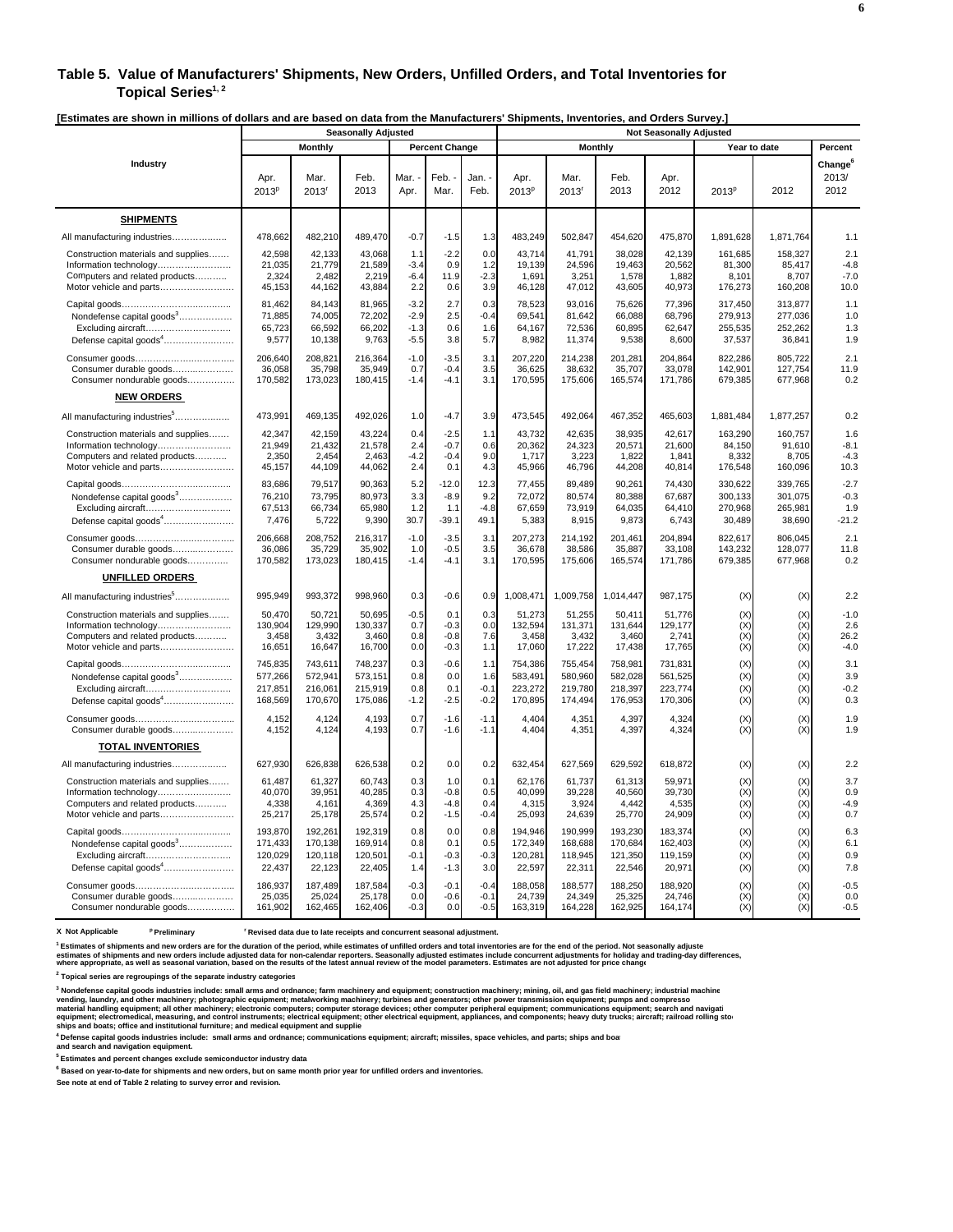## Table 5. Value of Manufacturers' Shipments, New Orders, Unfilled Orders, and Total Inventories for Topical Series[1, 2]

[Estimates are shown in millions of dollars and are based on data from the Manufacturers' Shipments, Inventories, and Orders Survey.]

| Industry | Seasonally Adjusted | | | | | | Not Seasonally Adjusted | | | | | | |
|---|---|---|---|---|---|---|---|---|---|---|---|---|---|
| | Monthly | | | Percent Change | | | Monthly | | | | Year to date | | Percent |
| | Apr. 2013[p] | Mar. 2013[r] | Feb. 2013 | Mar. - Apr. | Feb. - Mar. | Jan. - Feb. | Apr. 2013[p] | Mar. 2013[r] | Feb. 2013 | Apr. 2012 | 2013[p] | 2012 | Change[6] 2013/ 2012 |
| **SHIPMENTS** | | | | | | | | | | | | | |
| All manufacturing industries | 478,662 | 482,210 | 489,470 | -0.7 | -1.5 | 1.3 | 483,249 | 502,847 | 454,620 | 475,870 | 1,891,628 | 1,871,764 | 1.1 |
| Construction materials and supplies | 42,598 | 42,133 | 43,068 | 1.1 | -2.2 | 0.0 | 43,714 | 41,791 | 38,028 | 42,139 | 161,685 | 158,327 | 2.1 |
| Information technology | 21,035 | 21,779 | 21,589 | -3.4 | 0.9 | 1.2 | 19,139 | 24,596 | 19,463 | 20,562 | 81,300 | 85,417 | -4.8 |
| Computers and related products | 2,324 | 2,482 | 2,219 | -6.4 | 11.9 | -2.3 | 1,691 | 3,251 | 1,578 | 1,882 | 8,101 | 8,707 | -7.0 |
| Motor vehicle and parts | 45,153 | 44,162 | 43,884 | 2.2 | 0.6 | 3.9 | 46,128 | 47,012 | 43,605 | 40,973 | 176,273 | 160,208 | 10.0 |
| Capital goods | 81,462 | 84,143 | 81,965 | -3.2 | 2.7 | 0.3 | 78,523 | 93,016 | 75,626 | 77,396 | 317,450 | 313,877 | 1.1 |
| Nondefense capital goods[3] | 71,885 | 74,005 | 72,202 | -2.9 | 2.5 | -0.4 | 69,541 | 81,642 | 66,088 | 68,796 | 279,913 | 277,036 | 1.0 |
| Excluding aircraft | 65,723 | 66,592 | 66,202 | -1.3 | 0.6 | 1.6 | 64,167 | 72,536 | 60,895 | 62,647 | 255,535 | 252,262 | 1.3 |
| Defense capital goods[4] | 9,577 | 10,138 | 9,763 | -5.5 | 3.8 | 5.7 | 8,982 | 11,374 | 9,538 | 8,600 | 37,537 | 36,841 | 1.9 |
| Consumer goods | 206,640 | 208,821 | 216,364 | -1.0 | -3.5 | 3.1 | 207,220 | 214,238 | 201,281 | 204,864 | 822,286 | 805,722 | 2.1 |
| Consumer durable goods | 36,058 | 35,798 | 35,949 | 0.7 | -0.4 | 3.5 | 36,625 | 38,632 | 35,707 | 33,078 | 142,901 | 127,754 | 11.9 |
| Consumer nondurable goods | 170,582 | 173,023 | 180,415 | -1.4 | -4.1 | 3.1 | 170,595 | 175,606 | 165,574 | 171,786 | 679,385 | 677,968 | 0.2 |
| **NEW ORDERS** | | | | | | | | | | | | | |
| All manufacturing industries[5] | 473,991 | 469,135 | 492,026 | 1.0 | -4.7 | 3.9 | 473,545 | 492,064 | 467,352 | 465,603 | 1,881,484 | 1,877,257 | 0.2 |
| Construction materials and supplies | 42,347 | 42,159 | 43,224 | 0.4 | -2.5 | 1.1 | 43,732 | 42,635 | 38,935 | 42,617 | 163,290 | 160,757 | 1.6 |
| Information technology | 21,949 | 21,432 | 21,578 | 2.4 | -0.7 | 0.6 | 20,362 | 24,323 | 20,571 | 21,600 | 84,150 | 91,610 | -8.1 |
| Computers and related products | 2,350 | 2,454 | 2,463 | -4.2 | -0.4 | 9.0 | 1,717 | 3,223 | 1,822 | 1,841 | 8,332 | 8,705 | -4.3 |
| Motor vehicle and parts | 45,157 | 44,109 | 44,062 | 2.4 | 0.1 | 4.3 | 45,966 | 46,796 | 44,208 | 40,814 | 176,548 | 160,096 | 10.3 |
| Capital goods | 83,686 | 79,517 | 90,363 | 5.2 | -12.0 | 12.3 | 77,455 | 89,489 | 90,261 | 74,430 | 330,622 | 339,765 | -2.7 |
| Nondefense capital goods[3] | 76,210 | 73,795 | 80,973 | 3.3 | -8.9 | 9.2 | 72,072 | 80,574 | 80,388 | 67,687 | 300,133 | 301,075 | -0.3 |
| Excluding aircraft | 67,513 | 66,734 | 65,980 | 1.2 | 1.1 | -4.8 | 67,659 | 73,919 | 64,035 | 64,410 | 270,968 | 265,981 | 1.9 |
| Defense capital goods[4] | 7,476 | 5,722 | 9,390 | 30.7 | -39.1 | 49.1 | 5,383 | 8,915 | 9,873 | 6,743 | 30,489 | 38,690 | -21.2 |
| Consumer goods | 206,668 | 208,752 | 216,317 | -1.0 | -3.5 | 3.1 | 207,273 | 214,192 | 201,461 | 204,894 | 822,617 | 806,045 | 2.1 |
| Consumer durable goods | 36,086 | 35,729 | 35,902 | 1.0 | -0.5 | 3.5 | 36,678 | 38,586 | 35,887 | 33,108 | 143,232 | 128,077 | 11.8 |
| Consumer nondurable goods | 170,582 | 173,023 | 180,415 | -1.4 | -4.1 | 3.1 | 170,595 | 175,606 | 165,574 | 171,786 | 679,385 | 677,968 | 0.2 |
| **UNFILLED ORDERS** | | | | | | | | | | | | | |
| All manufacturing industries[5] | 995,949 | 993,372 | 998,960 | 0.3 | -0.6 | 0.9 | 1,008,471 | 1,009,758 | 1,014,447 | 987,175 | (X) | (X) | 2.2 |
| Construction materials and supplies | 50,470 | 50,721 | 50,695 | -0.5 | 0.1 | 0.3 | 51,273 | 51,255 | 50,411 | 51,776 | (X) | (X) | -1.0 |
| Information technology | 130,904 | 129,990 | 130,337 | 0.7 | -0.3 | 0.0 | 132,594 | 131,371 | 131,644 | 129,177 | (X) | (X) | 2.6 |
| Computers and related products | 3,458 | 3,432 | 3,460 | 0.8 | -0.8 | 7.6 | 3,458 | 3,432 | 3,460 | 2,741 | (X) | (X) | 26.2 |
| Motor vehicle and parts | 16,651 | 16,647 | 16,700 | 0.0 | -0.3 | 1.1 | 17,060 | 17,222 | 17,438 | 17,765 | (X) | (X) | -4.0 |
| Capital goods | 745,835 | 743,611 | 748,237 | 0.3 | -0.6 | 1.1 | 754,386 | 755,454 | 758,981 | 731,831 | (X) | (X) | 3.1 |
| Nondefense capital goods[3] | 577,266 | 572,941 | 573,151 | 0.8 | 0.0 | 1.6 | 583,491 | 580,960 | 582,028 | 561,525 | (X) | (X) | 3.9 |
| Excluding aircraft | 217,851 | 216,061 | 215,919 | 0.8 | 0.1 | -0.1 | 223,272 | 219,780 | 218,397 | 223,774 | (X) | (X) | -0.2 |
| Defense capital goods[4] | 168,569 | 170,670 | 175,086 | -1.2 | -2.5 | -0.2 | 170,895 | 174,494 | 176,953 | 170,306 | (X) | (X) | 0.3 |
| Consumer goods | 4,152 | 4,124 | 4,193 | 0.7 | -1.6 | -1.1 | 4,404 | 4,351 | 4,397 | 4,324 | (X) | (X) | 1.9 |
| Consumer durable goods | 4,152 | 4,124 | 4,193 | 0.7 | -1.6 | -1.1 | 4,404 | 4,351 | 4,397 | 4,324 | (X) | (X) | 1.9 |
| **TOTAL INVENTORIES** | | | | | | | | | | | | | |
| All manufacturing industries | 627,930 | 626,838 | 626,538 | 0.2 | 0.0 | 0.2 | 632,454 | 627,569 | 629,592 | 618,872 | (X) | (X) | 2.2 |
| Construction materials and supplies | 61,487 | 61,327 | 60,743 | 0.3 | 1.0 | 0.1 | 62,176 | 61,737 | 61,313 | 59,971 | (X) | (X) | 3.7 |
| Information technology | 40,070 | 39,951 | 40,285 | 0.3 | -0.8 | 0.5 | 40,099 | 39,228 | 40,560 | 39,730 | (X) | (X) | 0.9 |
| Computers and related products | 4,338 | 4,161 | 4,369 | 4.3 | -4.8 | 0.4 | 4,315 | 3,924 | 4,442 | 4,535 | (X) | (X) | -4.9 |
| Motor vehicle and parts | 25,217 | 25,178 | 25,574 | 0.2 | -1.5 | -0.4 | 25,093 | 24,639 | 25,770 | 24,909 | (X) | (X) | 0.7 |
| Capital goods | 193,870 | 192,261 | 192,319 | 0.8 | 0.0 | 0.8 | 194,946 | 190,999 | 193,230 | 183,374 | (X) | (X) | 6.3 |
| Nondefense capital goods[3] | 171,433 | 170,138 | 169,914 | 0.8 | 0.1 | 0.5 | 172,349 | 168,688 | 170,684 | 162,403 | (X) | (X) | 6.1 |
| Excluding aircraft | 120,029 | 120,118 | 120,501 | -0.1 | -0.3 | -0.3 | 120,281 | 118,945 | 121,350 | 119,159 | (X) | (X) | 0.9 |
| Defense capital goods[4] | 22,437 | 22,123 | 22,405 | 1.4 | -1.3 | 3.0 | 22,597 | 22,311 | 22,546 | 20,971 | (X) | (X) | 7.8 |
| Consumer goods | 186,937 | 187,489 | 187,584 | -0.3 | -0.1 | -0.4 | 188,058 | 188,577 | 188,250 | 188,920 | (X) | (X) | -0.5 |
| Consumer durable goods | 25,035 | 25,024 | 25,178 | 0.0 | -0.6 | -0.1 | 24,739 | 24,349 | 25,325 | 24,746 | (X) | (X) | 0.0 |
| Consumer nondurable goods | 161,902 | 162,465 | 162,406 | -0.3 | 0.0 | -0.5 | 163,319 | 164,228 | 162,925 | 164,174 | (X) | (X) | -0.5 |

X Not Applicable  [p] Preliminary  [r] Revised data due to late receipts and concurrent seasonal adjustment.

[1] Estimates of shipments and new orders are for the duration of the period, while estimates of unfilled orders and total inventories are for the end of the period. Not seasonally adjuste estimates of shipments and new orders include adjusted data for non-calendar reporters. Seasonally adjusted estimates include concurrent adjustments for holiday and trading-day differences, where appropriate, as well as seasonal variation, based on the results of the latest annual review of the model parameters. Estimates are not adjusted for price change

[2] Topical series are regroupings of the separate industry categories

[3] Nondefense capital goods industries include: small arms and ordnance; farm machinery and equipment; construction machinery; mining, oil, and gas field machinery; industrial machine vending, laundry, and other machinery; photographic equipment; metalworking machinery; turbines and generators; other power transmission equipment; pumps and compresso material handling equipment; all other machinery; electronic computers; computer storage devices; other computer peripheral equipment; communications equipment; search and navigati equipment; electromedical, measuring, and control instruments; electrical equipment; other electrical equipment, appliances, and components; heavy duty trucks; aircraft; railroad rolling sto ships and boats; office and institutional furniture; and medical equipment and supplie

[4] Defense capital goods industries include: small arms and ordnance; communications equipment; aircraft; missiles, space vehicles, and parts; ships and boa and search and navigation equipment.

[5] Estimates and percent changes exclude semiconductor industry data

[6] Based on year-to-date for shipments and new orders, but on same month prior year for unfilled orders and inventories.

See note at end of Table 2 relating to survey error and revision.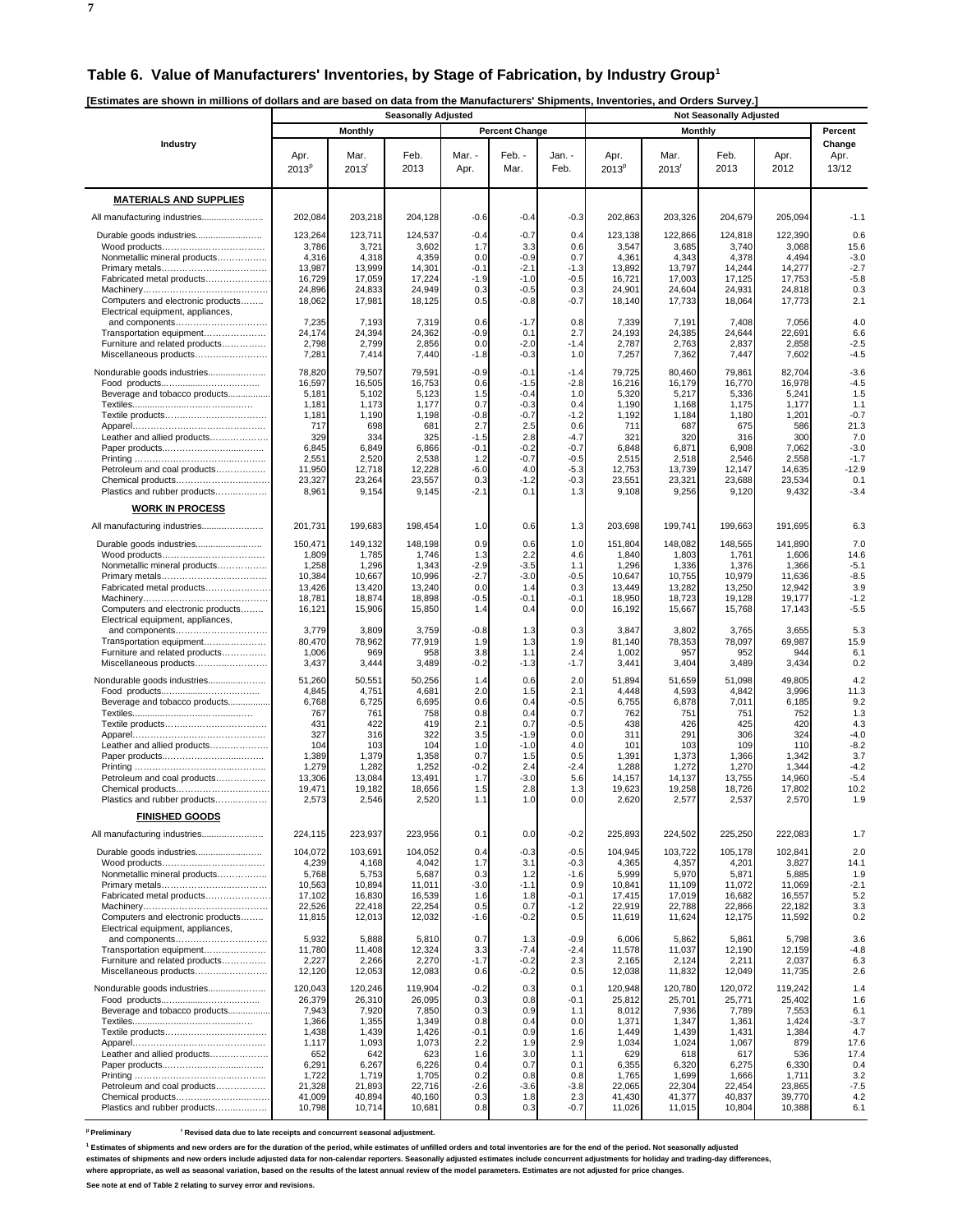## Table 6. Value of Manufacturers' Inventories, by Stage of Fabrication, by Industry Group[1]

**[Estimates are shown in millions of dollars and are based on data from the Manufacturers' Shipments, Inventories, and Orders Survey.]**

| Industry | Seasonally Adjusted | | | | | | Not Seasonally Adjusted | | | | |
|---|---|---|---|---|---|---|---|---|---|---|---|
| | Monthly | | | Percent Change | | | Monthly | | | | Percent Change |
| | Apr. 2013[p] | Mar. 2013[r] | Feb. 2013 | Mar. - Apr. | Feb. - Mar. | Jan. - Feb. | Apr. 2013[p] | Mar. 2013[r] | Feb. 2013 | Apr. 2012 | Apr. 13/12 |
| **MATERIALS AND SUPPLIES** | | | | | | | | | | | |
| All manufacturing industries | 202,084 | 203,218 | 204,128 | -0.6 | -0.4 | -0.3 | 202,863 | 203,326 | 204,679 | 205,094 | -1.1 |
| Durable goods industries | 123,264 | 123,711 | 124,537 | -0.4 | -0.7 | 0.4 | 123,138 | 122,866 | 124,818 | 122,390 | 0.6 |
| Wood products | 3,786 | 3,721 | 3,602 | 1.7 | 3.3 | 0.6 | 3,547 | 3,685 | 3,740 | 3,068 | 15.6 |
| Nonmetallic mineral products | 4,316 | 4,318 | 4,359 | 0.0 | -0.9 | 0.7 | 4,361 | 4,343 | 4,378 | 4,494 | -3.0 |
| Primary metals | 13,987 | 13,999 | 14,301 | -0.1 | -2.1 | -1.3 | 13,892 | 13,797 | 14,244 | 14,277 | -2.7 |
| Fabricated metal products | 16,729 | 17,059 | 17,224 | -1.9 | -1.0 | -0.5 | 16,721 | 17,003 | 17,125 | 17,753 | -5.8 |
| Machinery | 24,896 | 24,833 | 24,949 | 0.3 | -0.5 | 0.3 | 24,901 | 24,604 | 24,931 | 24,818 | 0.3 |
| Computers and electronic products | 18,062 | 17,981 | 18,125 | 0.5 | -0.8 | -0.7 | 18,140 | 17,733 | 18,064 | 17,773 | 2.1 |
| Electrical equipment, appliances, and components | 7,235 | 7,193 | 7,319 | 0.6 | -1.7 | 0.8 | 7,339 | 7,191 | 7,408 | 7,056 | 4.0 |
| Transportation equipment | 24,174 | 24,394 | 24,362 | -0.9 | 0.1 | 2.7 | 24,193 | 24,385 | 24,644 | 22,691 | 6.6 |
| Furniture and related products | 2,798 | 2,799 | 2,856 | 0.0 | -2.0 | -1.4 | 2,787 | 2,763 | 2,837 | 2,858 | -2.5 |
| Miscellaneous products | 7,281 | 7,414 | 7,440 | -1.8 | -0.3 | 1.0 | 7,257 | 7,362 | 7,447 | 7,602 | -4.5 |
| Nondurable goods industries | 78,820 | 79,507 | 79,591 | -0.9 | -0.1 | -1.4 | 79,725 | 80,460 | 79,861 | 82,704 | -3.6 |
| Food products | 16,597 | 16,505 | 16,753 | 0.6 | -1.5 | -2.8 | 16,216 | 16,179 | 16,770 | 16,978 | -4.5 |
| Beverage and tobacco products | 5,181 | 5,102 | 5,123 | 1.5 | -0.4 | 1.0 | 5,320 | 5,217 | 5,336 | 5,241 | 1.5 |
| Textiles | 1,181 | 1,173 | 1,177 | 0.7 | -0.3 | 0.4 | 1,190 | 1,168 | 1,175 | 1,177 | 1.1 |
| Textile products | 1,181 | 1,190 | 1,198 | -0.8 | -0.7 | -1.2 | 1,192 | 1,184 | 1,180 | 1,201 | -0.7 |
| Apparel | 717 | 698 | 681 | 2.7 | 2.5 | 0.6 | 711 | 687 | 675 | 586 | 21.3 |
| Leather and allied products | 329 | 334 | 325 | -1.5 | 2.8 | -4.7 | 321 | 320 | 316 | 300 | 7.0 |
| Paper products | 6,845 | 6,849 | 6,866 | -0.1 | -0.2 | -0.7 | 6,848 | 6,871 | 6,908 | 7,062 | -3.0 |
| Printing | 2,551 | 2,520 | 2,538 | 1.2 | -0.7 | -0.5 | 2,515 | 2,518 | 2,546 | 2,558 | -1.7 |
| Petroleum and coal products | 11,950 | 12,718 | 12,228 | -6.0 | 4.0 | -5.3 | 12,753 | 13,739 | 12,147 | 14,635 | -12.9 |
| Chemical products | 23,327 | 23,264 | 23,557 | 0.3 | -1.2 | -0.3 | 23,551 | 23,321 | 23,688 | 23,534 | 0.1 |
| Plastics and rubber products | 8,961 | 9,154 | 9,145 | -2.1 | 0.1 | 1.3 | 9,108 | 9,256 | 9,120 | 9,432 | -3.4 |
| **WORK IN PROCESS** | | | | | | | | | | | |
| All manufacturing industries | 201,731 | 199,683 | 198,454 | 1.0 | 0.6 | 1.3 | 203,698 | 199,741 | 199,663 | 191,695 | 6.3 |
| Durable goods industries | 150,471 | 149,132 | 148,198 | 0.9 | 0.6 | 1.0 | 151,804 | 148,082 | 148,565 | 141,890 | 7.0 |
| Wood products | 1,809 | 1,785 | 1,746 | 1.3 | 2.2 | 4.6 | 1,840 | 1,803 | 1,761 | 1,606 | 14.6 |
| Nonmetallic mineral products | 1,258 | 1,296 | 1,343 | -2.9 | -3.5 | 1.1 | 1,296 | 1,336 | 1,376 | 1,366 | -5.1 |
| Primary metals | 10,384 | 10,667 | 10,996 | -2.7 | -3.0 | -0.5 | 10,647 | 10,755 | 10,979 | 11,636 | -8.5 |
| Fabricated metal products | 13,426 | 13,420 | 13,240 | 0.0 | 1.4 | 0.3 | 13,449 | 13,282 | 13,250 | 12,942 | 3.9 |
| Machinery | 18,781 | 18,874 | 18,898 | -0.5 | -0.1 | -0.1 | 18,950 | 18,723 | 19,128 | 19,177 | -1.2 |
| Computers and electronic products | 16,121 | 15,906 | 15,850 | 1.4 | 0.4 | 0.0 | 16,192 | 15,667 | 15,768 | 17,143 | -5.5 |
| Electrical equipment, appliances, and components | 3,779 | 3,809 | 3,759 | -0.8 | 1.3 | 0.3 | 3,847 | 3,802 | 3,765 | 3,655 | 5.3 |
| Transportation equipment | 80,470 | 78,962 | 77,919 | 1.9 | 1.3 | 1.9 | 81,140 | 78,353 | 78,097 | 69,987 | 15.9 |
| Furniture and related products | 1,006 | 969 | 958 | 3.8 | 1.1 | 2.4 | 1,002 | 957 | 952 | 944 | 6.1 |
| Miscellaneous products | 3,437 | 3,444 | 3,489 | -0.2 | -1.3 | -1.7 | 3,441 | 3,404 | 3,489 | 3,434 | 0.2 |
| Nondurable goods industries | 51,260 | 50,551 | 50,256 | 1.4 | 0.6 | 2.0 | 51,894 | 51,659 | 51,098 | 49,805 | 4.2 |
| Food products | 4,845 | 4,751 | 4,681 | 2.0 | 1.5 | 2.1 | 4,448 | 4,593 | 4,842 | 3,996 | 11.3 |
| Beverage and tobacco products | 6,768 | 6,725 | 6,695 | 0.6 | 0.4 | -0.5 | 6,755 | 6,878 | 7,011 | 6,185 | 9.2 |
| Textiles | 767 | 761 | 758 | 0.8 | 0.4 | 0.7 | 762 | 751 | 751 | 752 | 1.3 |
| Textile products | 431 | 422 | 419 | 2.1 | 0.7 | -0.5 | 438 | 426 | 425 | 420 | 4.3 |
| Apparel | 327 | 316 | 322 | 3.5 | -1.9 | 0.0 | 311 | 291 | 306 | 324 | -4.0 |
| Leather and allied products | 104 | 103 | 104 | 1.0 | -1.0 | 4.0 | 101 | 103 | 109 | 110 | -8.2 |
| Paper products | 1,389 | 1,379 | 1,358 | 0.7 | 1.5 | 0.5 | 1,391 | 1,373 | 1,366 | 1,342 | 3.7 |
| Printing | 1,279 | 1,282 | 1,252 | -0.2 | 2.4 | -2.4 | 1,288 | 1,272 | 1,270 | 1,344 | -4.2 |
| Petroleum and coal products | 13,306 | 13,084 | 13,491 | 1.7 | -3.0 | 5.6 | 14,157 | 14,137 | 13,755 | 14,960 | -5.4 |
| Chemical products | 19,471 | 19,182 | 18,656 | 1.5 | 2.8 | 1.3 | 19,623 | 19,258 | 18,726 | 17,802 | 10.2 |
| Plastics and rubber products | 2,573 | 2,546 | 2,520 | 1.1 | 1.0 | 0.0 | 2,620 | 2,577 | 2,537 | 2,570 | 1.9 |
| **FINISHED GOODS** | | | | | | | | | | | |
| All manufacturing industries | 224,115 | 223,937 | 223,956 | 0.1 | 0.0 | -0.2 | 225,893 | 224,502 | 225,250 | 222,083 | 1.7 |
| Durable goods industries | 104,072 | 103,691 | 104,052 | 0.4 | -0.3 | -0.5 | 104,945 | 103,722 | 105,178 | 102,841 | 2.0 |
| Wood products | 4,239 | 4,168 | 4,042 | 1.7 | 3.1 | -0.3 | 4,365 | 4,357 | 4,201 | 3,827 | 14.1 |
| Nonmetallic mineral products | 5,768 | 5,753 | 5,687 | 0.3 | 1.2 | -1.6 | 5,999 | 5,970 | 5,871 | 5,885 | 1.9 |
| Primary metals | 10,563 | 10,894 | 11,011 | -3.0 | -1.1 | 0.9 | 10,841 | 11,109 | 11,072 | 11,069 | -2.1 |
| Fabricated metal products | 17,102 | 16,830 | 16,539 | 1.6 | 1.8 | -0.1 | 17,415 | 17,019 | 16,682 | 16,557 | 5.2 |
| Machinery | 22,526 | 22,418 | 22,254 | 0.5 | 0.7 | -1.2 | 22,919 | 22,788 | 22,866 | 22,182 | 3.3 |
| Computers and electronic products | 11,815 | 12,013 | 12,032 | -1.6 | -0.2 | 0.5 | 11,619 | 11,624 | 12,175 | 11,592 | 0.2 |
| Electrical equipment, appliances, and components | 5,932 | 5,888 | 5,810 | 0.7 | 1.3 | -0.9 | 6,006 | 5,862 | 5,861 | 5,798 | 3.6 |
| Transportation equipment | 11,780 | 11,408 | 12,324 | 3.3 | -7.4 | -2.4 | 11,578 | 11,037 | 12,190 | 12,159 | -4.8 |
| Furniture and related products | 2,227 | 2,266 | 2,270 | -1.7 | -0.2 | 2.3 | 2,165 | 2,124 | 2,211 | 2,037 | 6.3 |
| Miscellaneous products | 12,120 | 12,053 | 12,083 | 0.6 | -0.2 | 0.5 | 12,038 | 11,832 | 12,049 | 11,735 | 2.6 |
| Nondurable goods industries | 120,043 | 120,246 | 119,904 | -0.2 | 0.3 | 0.1 | 120,948 | 120,780 | 120,072 | 119,242 | 1.4 |
| Food products | 26,379 | 26,310 | 26,095 | 0.3 | 0.8 | -0.1 | 25,812 | 25,701 | 25,771 | 25,402 | 1.6 |
| Beverage and tobacco products | 7,943 | 7,920 | 7,850 | 0.3 | 0.9 | 1.1 | 8,012 | 7,936 | 7,789 | 7,553 | 6.1 |
| Textiles | 1,366 | 1,355 | 1,349 | 0.8 | 0.4 | 0.0 | 1,371 | 1,347 | 1,361 | 1,424 | -3.7 |
| Textile products | 1,438 | 1,439 | 1,426 | -0.1 | 0.9 | 1.6 | 1,449 | 1,439 | 1,431 | 1,384 | 4.7 |
| Apparel | 1,117 | 1,093 | 1,073 | 2.2 | 1.9 | 2.9 | 1,034 | 1,024 | 1,067 | 879 | 17.6 |
| Leather and allied products | 652 | 642 | 623 | 1.6 | 3.0 | 1.1 | 629 | 618 | 617 | 536 | 17.4 |
| Paper products | 6,291 | 6,267 | 6,226 | 0.4 | 0.7 | 0.1 | 6,355 | 6,320 | 6,275 | 6,330 | 0.4 |
| Printing | 1,722 | 1,719 | 1,705 | 0.2 | 0.8 | 0.8 | 1,765 | 1,699 | 1,666 | 1,711 | 3.2 |
| Petroleum and coal products | 21,328 | 21,893 | 22,716 | -2.6 | -3.6 | -3.8 | 22,065 | 22,304 | 22,454 | 23,865 | -7.5 |
| Chemical products | 41,009 | 40,894 | 40,160 | 0.3 | 1.8 | 2.3 | 41,430 | 41,377 | 40,837 | 39,770 | 4.2 |
| Plastics and rubber products | 10,798 | 10,714 | 10,681 | 0.8 | 0.3 | -0.7 | 11,026 | 11,015 | 10,804 | 10,388 | 6.1 |

[p] Preliminary [r] Revised data due to late receipts and concurrent seasonal adjustment.

[1] Estimates of shipments and new orders are for the duration of the period, while estimates of unfilled orders and total inventories are for the end of the period. Not seasonally adjusted estimates of shipments and new orders include adjusted data for non-calendar reporters. Seasonally adjusted estimates include concurrent adjustments for holiday and trading-day differences, where appropriate, as well as seasonal variation, based on the results of the latest annual review of the model parameters. Estimates are not adjusted for price changes.

See note at end of Table 2 relating to survey error and revisions.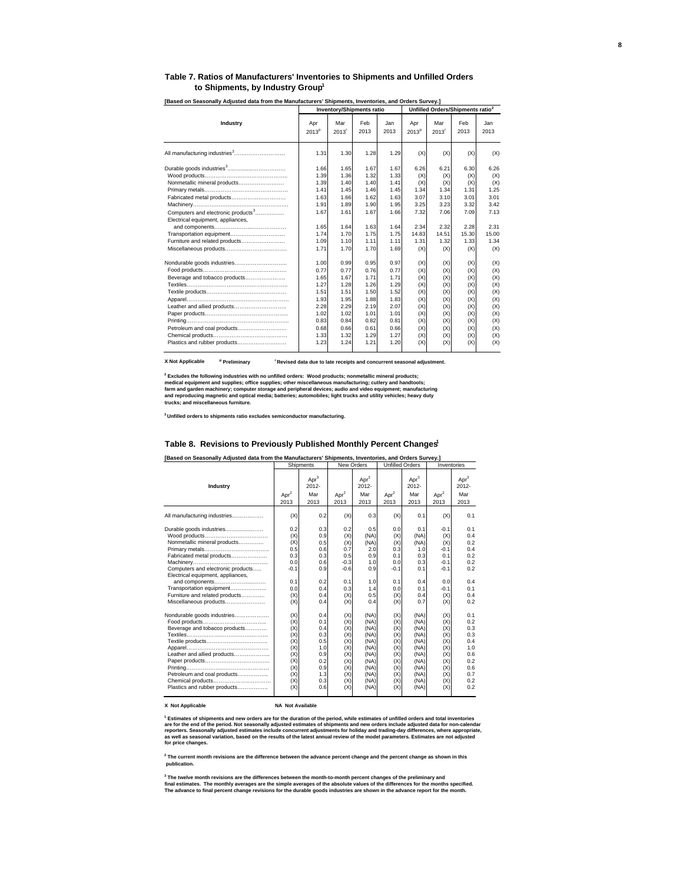## Table 7. Ratios of Manufacturers' Inventories to Shipments and Unfilled Orders to Shipments, by Industry Group[1]

**[Based on Seasonally Adjusted data from the Manufacturers' Shipments, Inventories, and Orders Survey.]**

| Industry | Inventory/Shipments ratio | | | | Unfilled Orders/Shipments ratio[2] | | | |
|---|---|---|---|---|---|---|---|---|
| | Apr 2013[p] | Mar 2013[r] | Feb 2013 | Jan 2013 | Apr 2013[p] | Mar 2013[r] | Feb 2013 | Jan 2013 |
| All manufacturing industries[3]………………………… | 1.31 | 1.30 | 1.28 | 1.29 | (X) | (X) | (X) | (X) |
| Durable goods industries[3]……………………… | 1.66 | 1.65 | 1.67 | 1.67 | 6.26 | 6.21 | 6.30 | 6.26 |
| Wood products……………………………………… | 1.39 | 1.36 | 1.32 | 1.33 | (X) | (X) | (X) | (X) |
| Nonmetallic mineral products……………………… | 1.39 | 1.40 | 1.40 | 1.41 | (X) | (X) | (X) | (X) |
| Primary metals……………………………………… | 1.41 | 1.45 | 1.46 | 1.45 | 1.34 | 1.34 | 1.31 | 1.25 |
| Fabricated metal products………………………… | 1.63 | 1.66 | 1.62 | 1.63 | 3.07 | 3.10 | 3.01 | 3.01 |
| Machinery…………………………………………… | 1.91 | 1.89 | 1.90 | 1.95 | 3.25 | 3.23 | 3.32 | 3.42 |
| Computers and electronic products[3]……………… | 1.67 | 1.61 | 1.67 | 1.66 | 7.32 | 7.06 | 7.09 | 7.13 |
| Electrical equipment, appliances, and components………………………………… | 1.65 | 1.64 | 1.63 | 1.64 | 2.34 | 2.32 | 2.28 | 2.31 |
| Transportation equipment………………………… | 1.74 | 1.70 | 1.75 | 1.75 | 14.83 | 14.51 | 15.30 | 15.00 |
| Furniture and related products…………………… | 1.09 | 1.10 | 1.11 | 1.11 | 1.31 | 1.32 | 1.33 | 1.34 |
| Miscellaneous products…………………………… | 1.71 | 1.70 | 1.70 | 1.69 | (X) | (X) | (X) | (X) |
| Nondurable goods industries……………………… | 1.00 | 0.99 | 0.95 | 0.97 | (X) | (X) | (X) | (X) |
| Food products……………………………………… | 0.77 | 0.77 | 0.76 | 0.77 | (X) | (X) | (X) | (X) |
| Beverage and tobacco products…………………… | 1.65 | 1.67 | 1.71 | 1.71 | (X) | (X) | (X) | (X) |
| Textiles……………………………………………… | 1.27 | 1.28 | 1.26 | 1.29 | (X) | (X) | (X) | (X) |
| Textile products…………………………………… | 1.51 | 1.51 | 1.50 | 1.52 | (X) | (X) | (X) | (X) |
| Apparel……………………………………………… | 1.93 | 1.95 | 1.88 | 1.83 | (X) | (X) | (X) | (X) |
| Leather and allied products……………………… | 2.28 | 2.29 | 2.19 | 2.07 | (X) | (X) | (X) | (X) |
| Paper products…………………………………… | 1.02 | 1.02 | 1.01 | 1.01 | (X) | (X) | (X) | (X) |
| Printing……………………………………………… | 0.83 | 0.84 | 0.82 | 0.81 | (X) | (X) | (X) | (X) |
| Petroleum and coal products……………………… | 0.68 | 0.66 | 0.61 | 0.66 | (X) | (X) | (X) | (X) |
| Chemical products………………………………… | 1.33 | 1.32 | 1.29 | 1.27 | (X) | (X) | (X) | (X) |
| Plastics and rubber products……………………… | 1.23 | 1.24 | 1.21 | 1.20 | (X) | (X) | (X) | (X) |

**X Not Applicable** **[p] Preliminary** **[r] Revised data due to late receipts and concurrent seasonal adjustment.**

**[2] Excludes the following industries with no unfilled orders: Wood products; nonmetallic mineral products; medical equipment and supplies; office supplies; other miscellaneous manufacturing; cutlery and handtools; farm and garden machinery; computer storage and peripheral devices; audio and video equipment; manufacturing and reproducing magnetic and optical media; batteries; automobiles; light trucks and utility vehicles; heavy duty trucks; and miscellaneous furniture.**

**[3] Unfilled orders to shipments ratio excludes semiconductor manufacturing.**

## Table 8. Revisions to Previously Published Monthly Percent Changes[1]

**[Based on Seasonally Adjusted data from the Manufacturers' Shipments, Inventories, and Orders Survey.]**

| Industry | Shipments | | New Orders | | Unfilled Orders | | Inventories | |
|---|---|---|---|---|---|---|---|---|
| | Apr[2] 2013 | Apr[3] 2012- Mar 2013 | Apr[2] 2013 | Apr[3] 2012- Mar 2013 | Apr[2] 2013 | Apr[3] 2012- Mar 2013 | Apr[2] 2013 | Apr[3] 2012- Mar 2013 |
| All manufacturing industries……………… | (X) | 0.2 | (X) | 0.3 | (X) | 0.1 | (X) | 0.1 |
| Durable goods industries…………………… | 0.2 | 0.3 | 0.2 | 0.5 | 0.0 | 0.1 | -0.1 | 0.1 |
| Wood products……………………………… | (X) | 0.9 | (X) | (NA) | (X) | (NA) | (X) | 0.4 |
| Nonmetallic mineral products………… | (X) | 0.5 | (X) | (NA) | (X) | (NA) | (X) | 0.2 |
| Primary metals……………………………… | 0.5 | 0.6 | 0.7 | 2.0 | 0.3 | 1.0 | -0.1 | 0.4 |
| Fabricated metal products……………… | 0.3 | 0.3 | 0.5 | 0.9 | 0.1 | 0.3 | 0.1 | 0.2 |
| Machinery…………………………………… | 0.0 | 0.6 | -0.3 | 1.0 | 0.0 | 0.3 | -0.1 | 0.2 |
| Computers and electronic products….. | -0.1 | 0.9 | -0.6 | 0.9 | -0.1 | 0.1 | -0.1 | 0.2 |
| Electrical equipment, appliances, and components……………………… | 0.1 | 0.2 | 0.1 | 1.0 | 0.1 | 0.4 | 0.0 | 0.4 |
| Transportation equipment……………… | 0.0 | 0.4 | 0.3 | 1.4 | 0.0 | 0.1 | -0.1 | 0.1 |
| Furniture and related products………… | (X) | 0.4 | (X) | 0.5 | (X) | 0.4 | (X) | 0.4 |
| Miscellaneous products………………… | (X) | 0.4 | (X) | 0.4 | (X) | 0.7 | (X) | 0.2 |
| Nondurable goods industries……………… | (X) | 0.4 | (X) | (NA) | (X) | (NA) | (X) | 0.1 |
| Food products……………………………… | (X) | 0.1 | (X) | (NA) | (X) | (NA) | (X) | 0.2 |
| Beverage and tobacco products………… | (X) | 0.4 | (X) | (NA) | (X) | (NA) | (X) | 0.3 |
| Textiles………………………………………… | (X) | 0.3 | (X) | (NA) | (X) | (NA) | (X) | 0.3 |
| Textile products…………………………… | (X) | 0.5 | (X) | (NA) | (X) | (NA) | (X) | 0.4 |
| Apparel………………………………………… | (X) | 1.0 | (X) | (NA) | (X) | (NA) | (X) | 1.0 |
| Leather and allied products……………… | (X) | 0.9 | (X) | (NA) | (X) | (NA) | (X) | 0.6 |
| Paper products……………………………… | (X) | 0.2 | (X) | (NA) | (X) | (NA) | (X) | 0.2 |
| Printing………………………………………… | (X) | 0.9 | (X) | (NA) | (X) | (NA) | (X) | 0.6 |
| Petroleum and coal products…………… | (X) | 1.3 | (X) | (NA) | (X) | (NA) | (X) | 0.7 |
| Chemical products………………………… | (X) | 0.3 | (X) | (NA) | (X) | (NA) | (X) | 0.2 |
| Plastics and rubber products…………… | (X) | 0.6 | (X) | (NA) | (X) | (NA) | (X) | 0.2 |

**X Not Applicable** **NA Not Available**

**[1] Estimates of shipments and new orders are for the duration of the period, while estimates of unfilled orders and total inventories are for the end of the period. Not seasonally adjusted estimates of shipments and new orders include adjusted data for non-calendar reporters. Seasonally adjusted estimates include concurrent adjustments for holiday and trading-day differences, where appropriate, as well as seasonal variation, based on the results of the latest annual review of the model parameters. Estimates are not adjusted for price changes.**

**[2] The current month revisions are the difference between the advance percent change and the percent change as shown in this publication.**

**[3] The twelve month revisions are the differences between the month-to-month percent changes of the preliminary and final estimates. The monthly averages are the simple averages of the absolute values of the differences for the months specified. The advance to final percent change revisions for the durable goods industries are shown in the advance report for the month.**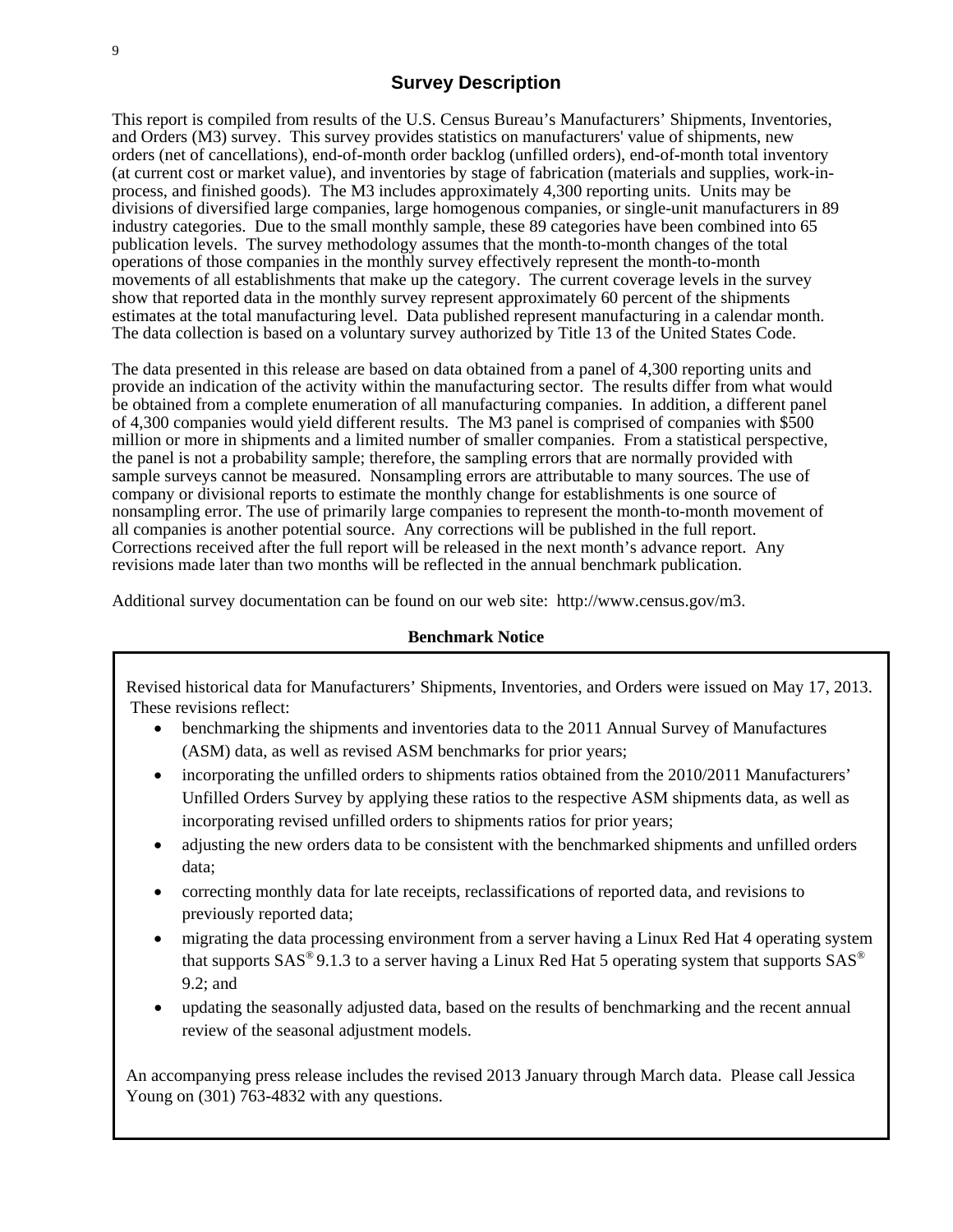## Survey Description

This report is compiled from results of the U.S. Census Bureau's Manufacturers' Shipments, Inventories, and Orders (M3) survey. This survey provides statistics on manufacturers' value of shipments, new orders (net of cancellations), end-of-month order backlog (unfilled orders), end-of-month total inventory (at current cost or market value), and inventories by stage of fabrication (materials and supplies, work-in-process, and finished goods). The M3 includes approximately 4,300 reporting units. Units may be divisions of diversified large companies, large homogenous companies, or single-unit manufacturers in 89 industry categories. Due to the small monthly sample, these 89 categories have been combined into 65 publication levels. The survey methodology assumes that the month-to-month changes of the total operations of those companies in the monthly survey effectively represent the month-to-month movements of all establishments that make up the category. The current coverage levels in the survey show that reported data in the monthly survey represent approximately 60 percent of the shipments estimates at the total manufacturing level. Data published represent manufacturing in a calendar month. The data collection is based on a voluntary survey authorized by Title 13 of the United States Code.

The data presented in this release are based on data obtained from a panel of 4,300 reporting units and provide an indication of the activity within the manufacturing sector. The results differ from what would be obtained from a complete enumeration of all manufacturing companies. In addition, a different panel of 4,300 companies would yield different results. The M3 panel is comprised of companies with $500 million or more in shipments and a limited number of smaller companies. From a statistical perspective, the panel is not a probability sample; therefore, the sampling errors that are normally provided with sample surveys cannot be measured. Nonsampling errors are attributable to many sources. The use of company or divisional reports to estimate the monthly change for establishments is one source of nonsampling error. The use of primarily large companies to represent the month-to-month movement of all companies is another potential source. Any corrections will be published in the full report. Corrections received after the full report will be released in the next month's advance report. Any revisions made later than two months will be reflected in the annual benchmark publication.

Additional survey documentation can be found on our web site: http://www.census.gov/m3.

**Benchmark Notice**

Revised historical data for Manufacturers' Shipments, Inventories, and Orders were issued on May 17, 2013. These revisions reflect:

- benchmarking the shipments and inventories data to the 2011 Annual Survey of Manufactures (ASM) data, as well as revised ASM benchmarks for prior years;
- incorporating the unfilled orders to shipments ratios obtained from the 2010/2011 Manufacturers' Unfilled Orders Survey by applying these ratios to the respective ASM shipments data, as well as incorporating revised unfilled orders to shipments ratios for prior years;
- adjusting the new orders data to be consistent with the benchmarked shipments and unfilled orders data;
- correcting monthly data for late receipts, reclassifications of reported data, and revisions to previously reported data;
- migrating the data processing environment from a server having a Linux Red Hat 4 operating system that supports SAS® 9.1.3 to a server having a Linux Red Hat 5 operating system that supports SAS® 9.2; and
- updating the seasonally adjusted data, based on the results of benchmarking and the recent annual review of the seasonal adjustment models.

An accompanying press release includes the revised 2013 January through March data. Please call Jessica Young on (301) 763-4832 with any questions.